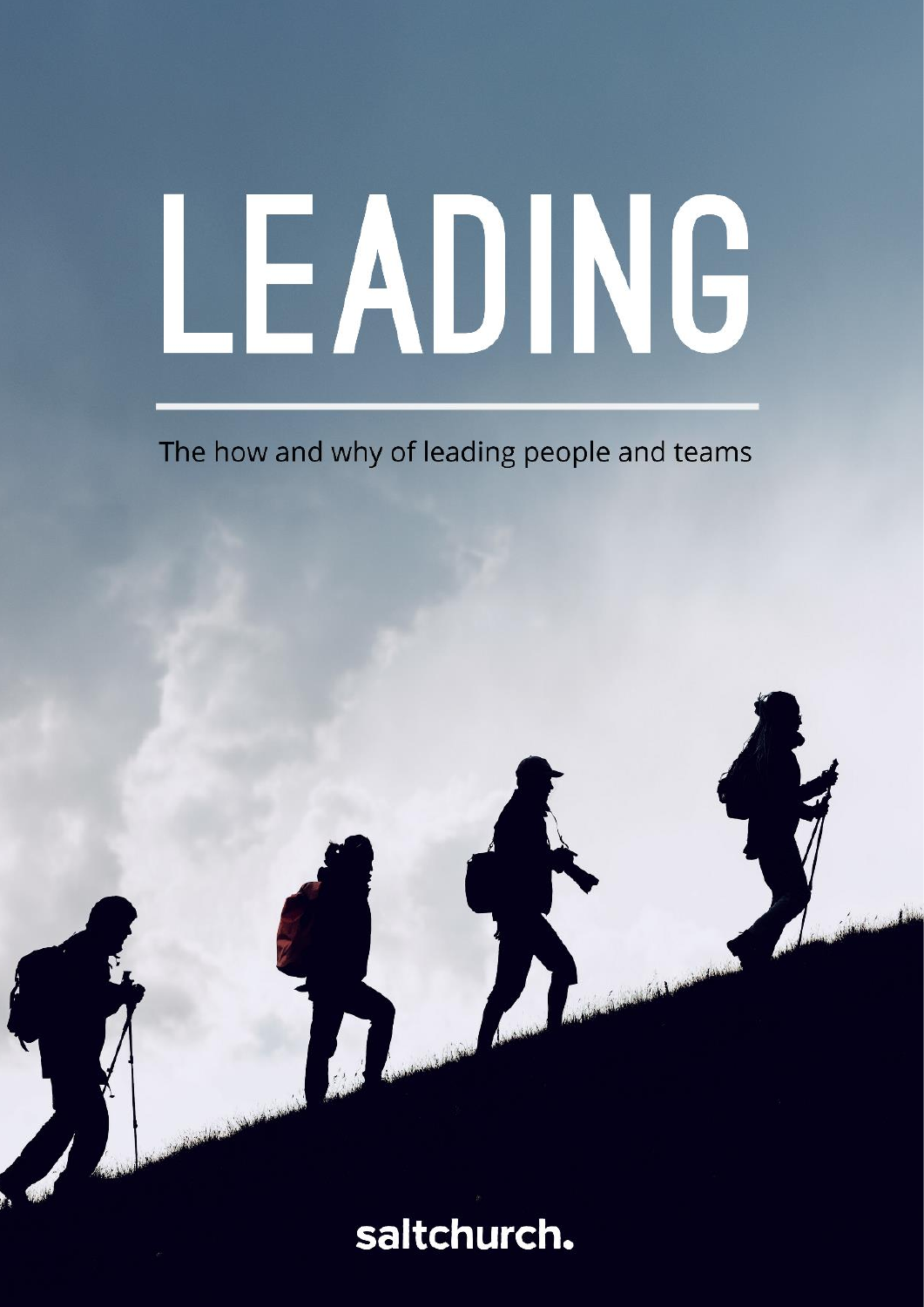# LEADING

The how and why of leading people and teams

saltchurch.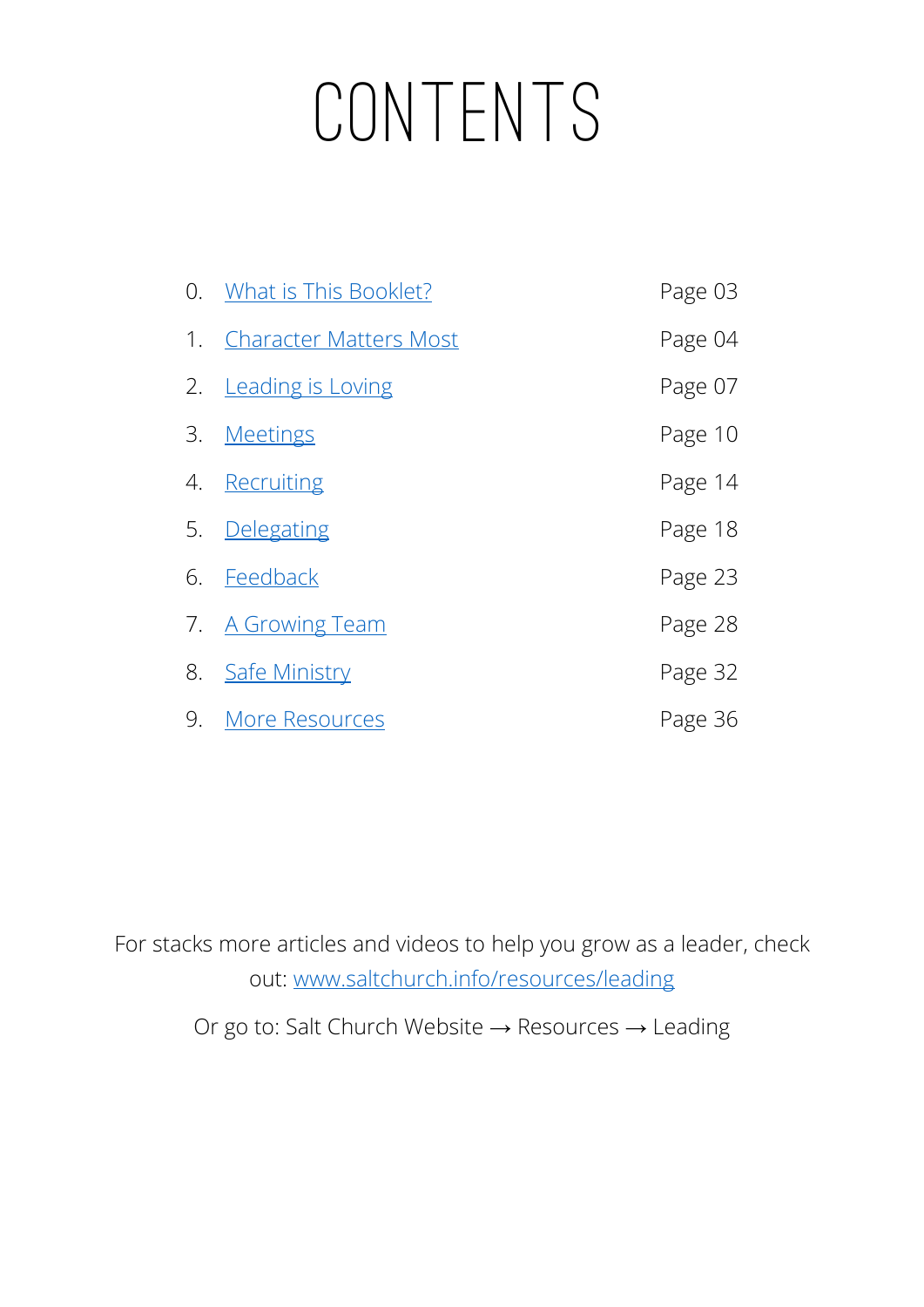# CONTENTS

| | | |
|---|---|---|
| 0. | What is This Booklet? | Page 03 |
| 1. | Character Matters Most | Page 04 |
| 2. | Leading is Loving | Page 07 |
| 3. | Meetings | Page 10 |
| 4. | Recruiting | Page 14 |
| 5. | Delegating | Page 18 |
| 6. | Feedback | Page 23 |
| 7. | A Growing Team | Page 28 |
| 8. | Safe Ministry | Page 32 |
| 9. | More Resources | Page 36 |

For stacks more articles and videos to help you grow as a leader, check out: www.saltchurch.info/resources/leading

Or go to: Salt Church Website → Resources → Leading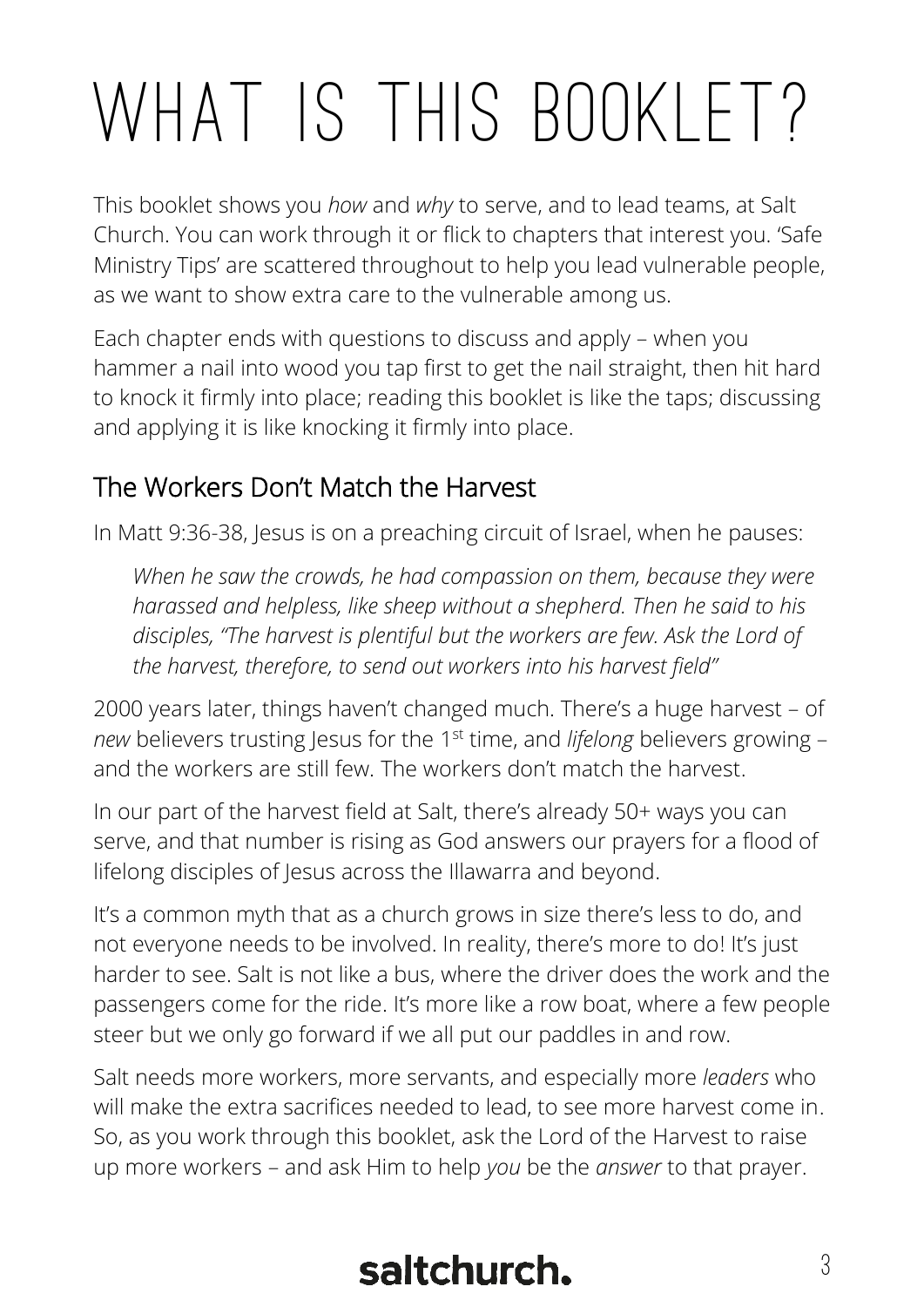# WHAT IS THIS BOOKLET?

This booklet shows you *how* and *why* to serve, and to lead teams, at Salt Church. You can work through it or flick to chapters that interest you. 'Safe Ministry Tips' are scattered throughout to help you lead vulnerable people, as we want to show extra care to the vulnerable among us.

Each chapter ends with questions to discuss and apply – when you hammer a nail into wood you tap first to get the nail straight, then hit hard to knock it firmly into place; reading this booklet is like the taps; discussing and applying it is like knocking it firmly into place.

## The Workers Don't Match the Harvest

In Matt 9:36-38, Jesus is on a preaching circuit of Israel, when he pauses:

> *When he saw the crowds, he had compassion on them, because they were harassed and helpless, like sheep without a shepherd. Then he said to his disciples, "The harvest is plentiful but the workers are few. Ask the Lord of the harvest, therefore, to send out workers into his harvest field"*

2000 years later, things haven't changed much. There's a huge harvest – of *new* believers trusting Jesus for the 1st time, and *lifelong* believers growing – and the workers are still few. The workers don't match the harvest.

In our part of the harvest field at Salt, there's already 50+ ways you can serve, and that number is rising as God answers our prayers for a flood of lifelong disciples of Jesus across the Illawarra and beyond.

It's a common myth that as a church grows in size there's less to do, and not everyone needs to be involved. In reality, there's more to do! It's just harder to see. Salt is not like a bus, where the driver does the work and the passengers come for the ride. It's more like a row boat, where a few people steer but we only go forward if we all put our paddles in and row.

Salt needs more workers, more servants, and especially more *leaders* who will make the extra sacrifices needed to lead, to see more harvest come in. So, as you work through this booklet, ask the Lord of the Harvest to raise up more workers – and ask Him to help *you* be the *answer* to that prayer.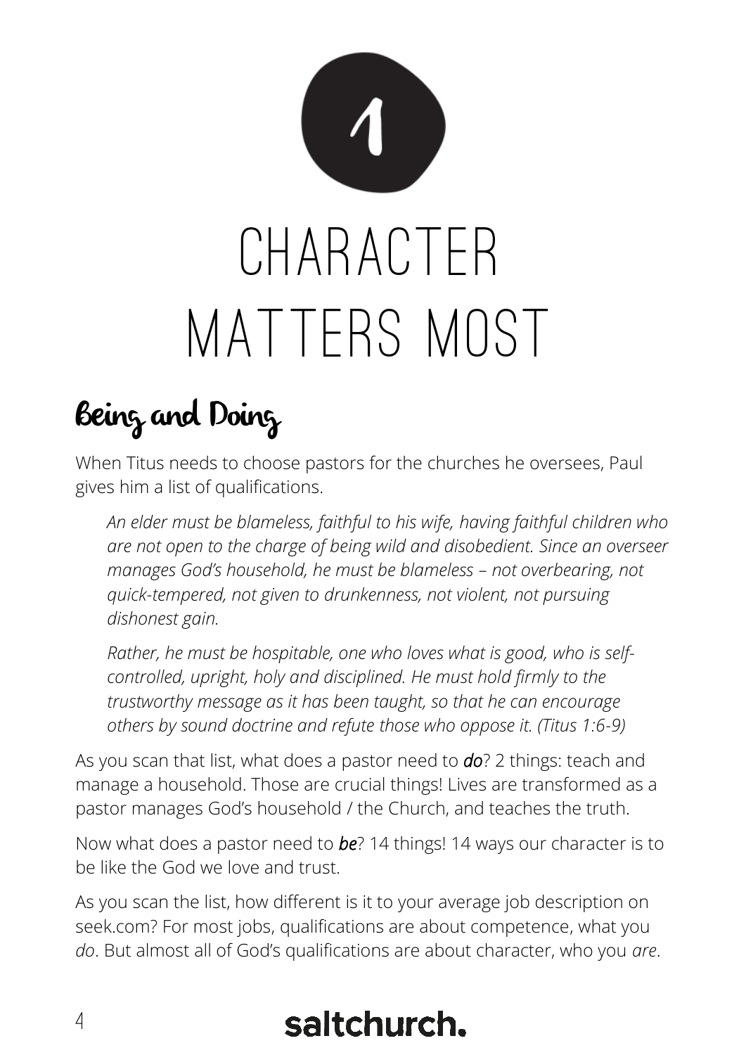# 1

# CHARACTER MATTERS MOST

## Being and Doing

When Titus needs to choose pastors for the churches he oversees, Paul gives him a list of qualifications.

> *An elder must be blameless, faithful to his wife, having faithful children who are not open to the charge of being wild and disobedient. Since an overseer manages God's household, he must be blameless – not overbearing, not quick-tempered, not given to drunkenness, not violent, not pursuing dishonest gain.*
>
> *Rather, he must be hospitable, one who loves what is good, who is self-controlled, upright, holy and disciplined. He must hold firmly to the trustworthy message as it has been taught, so that he can encourage others by sound doctrine and refute those who oppose it. (Titus 1:6-9)*

As you scan that list, what does a pastor need to ***do***? 2 things: teach and manage a household. Those are crucial things! Lives are transformed as a pastor manages God's household / the Church, and teaches the truth.

Now what does a pastor need to ***be***? 14 things! 14 ways our character is to be like the God we love and trust.

As you scan the list, how different is it to your average job description on seek.com? For most jobs, qualifications are about competence, what you *do*. But almost all of God's qualifications are about character, who you *are*.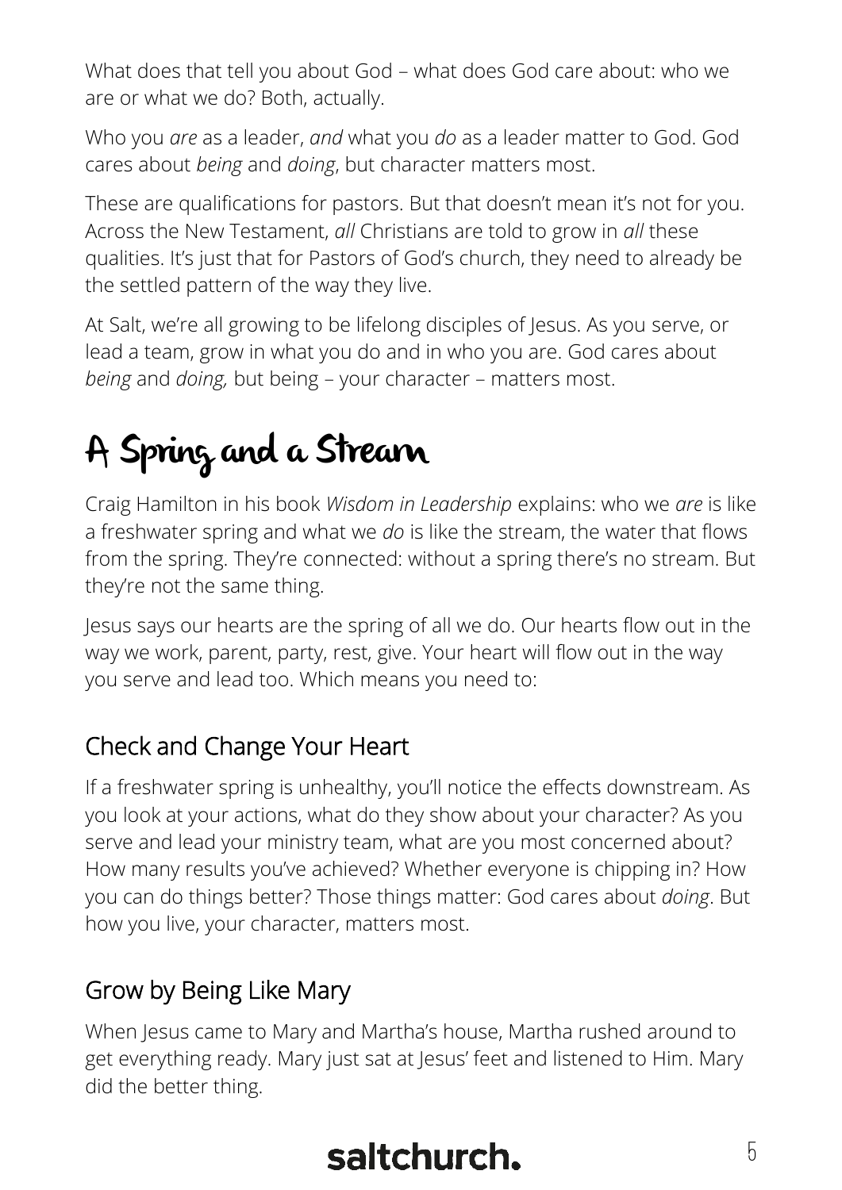What does that tell you about God – what does God care about: who we are or what we do? Both, actually.

Who you *are* as a leader, *and* what you *do* as a leader matter to God. God cares about *being* and *doing*, but character matters most.

These are qualifications for pastors. But that doesn't mean it's not for you. Across the New Testament, *all* Christians are told to grow in *all* these qualities. It's just that for Pastors of God's church, they need to already be the settled pattern of the way they live.

At Salt, we're all growing to be lifelong disciples of Jesus. As you serve, or lead a team, grow in what you do and in who you are. God cares about *being* and *doing,* but being – your character – matters most.

# A Spring and a Stream

Craig Hamilton in his book *Wisdom in Leadership* explains: who we *are* is like a freshwater spring and what we *do* is like the stream, the water that flows from the spring. They're connected: without a spring there's no stream. But they're not the same thing.

Jesus says our hearts are the spring of all we do. Our hearts flow out in the way we work, parent, party, rest, give. Your heart will flow out in the way you serve and lead too. Which means you need to:

## Check and Change Your Heart

If a freshwater spring is unhealthy, you'll notice the effects downstream. As you look at your actions, what do they show about your character? As you serve and lead your ministry team, what are you most concerned about? How many results you've achieved? Whether everyone is chipping in? How you can do things better? Those things matter: God cares about *doing*. But how you live, your character, matters most.

## Grow by Being Like Mary

When Jesus came to Mary and Martha's house, Martha rushed around to get everything ready. Mary just sat at Jesus' feet and listened to Him. Mary did the better thing.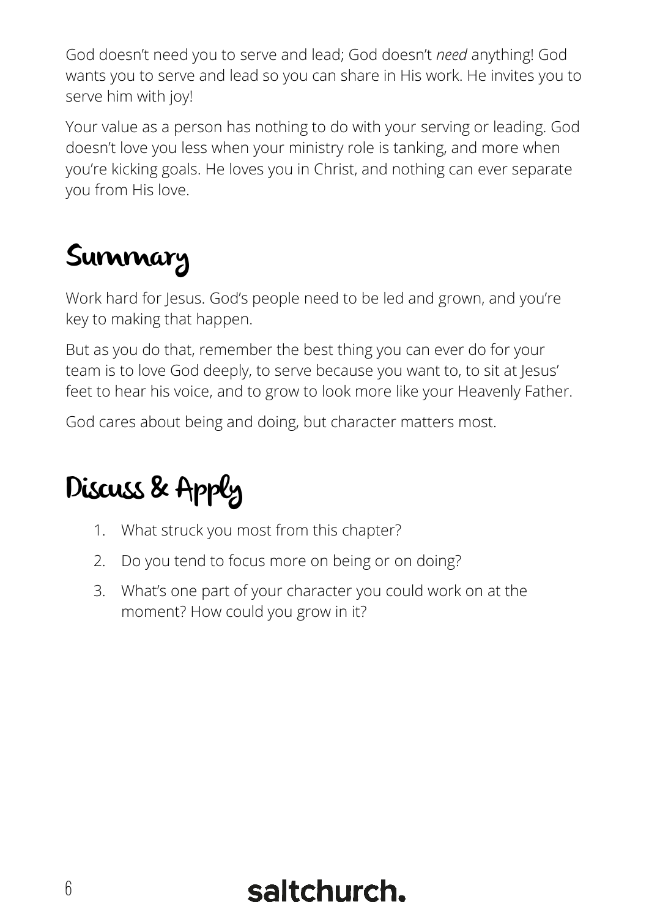God doesn't need you to serve and lead; God doesn't *need* anything! God wants you to serve and lead so you can share in His work. He invites you to serve him with joy!

Your value as a person has nothing to do with your serving or leading. God doesn't love you less when your ministry role is tanking, and more when you're kicking goals. He loves you in Christ, and nothing can ever separate you from His love.

# Summary

Work hard for Jesus. God's people need to be led and grown, and you're key to making that happen.

But as you do that, remember the best thing you can ever do for your team is to love God deeply, to serve because you want to, to sit at Jesus' feet to hear his voice, and to grow to look more like your Heavenly Father.

God cares about being and doing, but character matters most.

# Discuss & Apply

1. What struck you most from this chapter?
2. Do you tend to focus more on being or on doing?
3. What's one part of your character you could work on at the moment? How could you grow in it?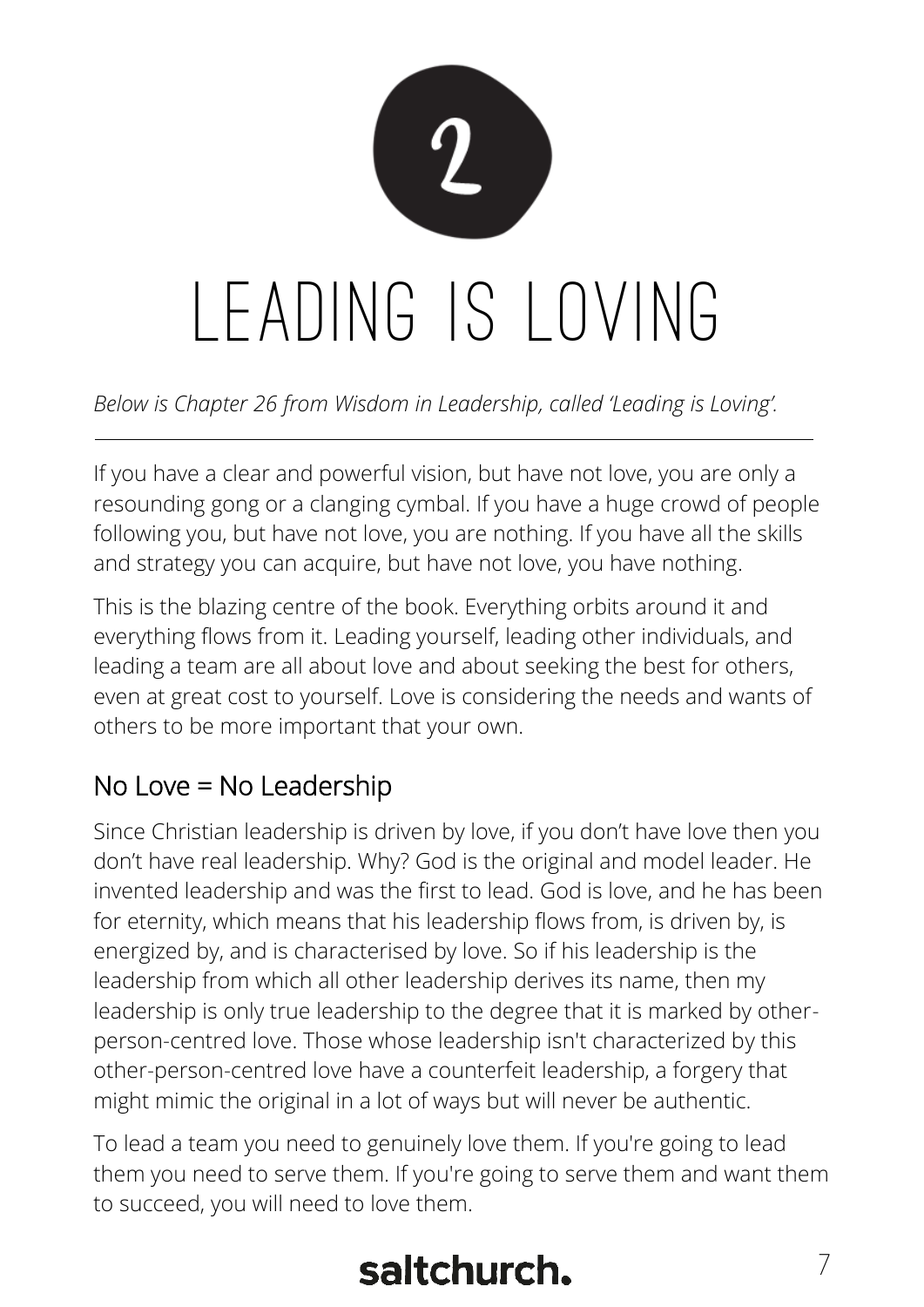2

# LEADING IS LOVING

*Below is Chapter 26 from Wisdom in Leadership, called 'Leading is Loving'.*

---

If you have a clear and powerful vision, but have not love, you are only a resounding gong or a clanging cymbal. If you have a huge crowd of people following you, but have not love, you are nothing. If you have all the skills and strategy you can acquire, but have not love, you have nothing.

This is the blazing centre of the book. Everything orbits around it and everything flows from it. Leading yourself, leading other individuals, and leading a team are all about love and about seeking the best for others, even at great cost to yourself. Love is considering the needs and wants of others to be more important that your own.

## No Love = No Leadership

Since Christian leadership is driven by love, if you don't have love then you don't have real leadership. Why? God is the original and model leader. He invented leadership and was the first to lead. God is love, and he has been for eternity, which means that his leadership flows from, is driven by, is energized by, and is characterised by love. So if his leadership is the leadership from which all other leadership derives its name, then my leadership is only true leadership to the degree that it is marked by other-person-centred love. Those whose leadership isn't characterized by this other-person-centred love have a counterfeit leadership, a forgery that might mimic the original in a lot of ways but will never be authentic.

To lead a team you need to genuinely love them. If you're going to lead them you need to serve them. If you're going to serve them and want them to succeed, you will need to love them.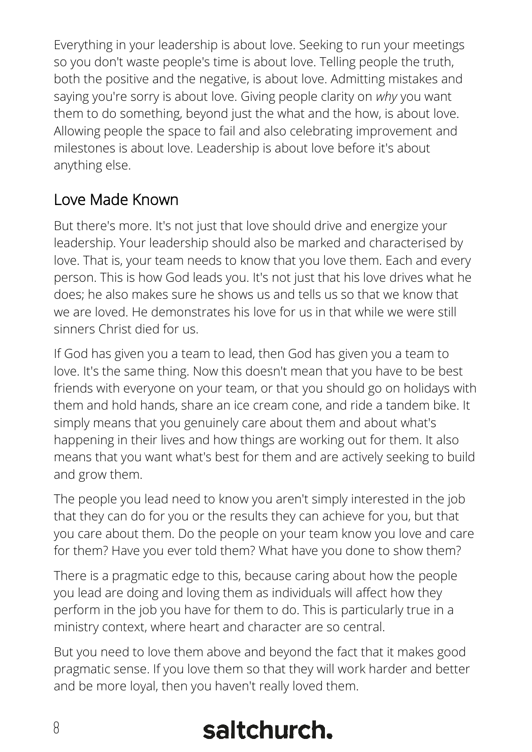Everything in your leadership is about love. Seeking to run your meetings so you don't waste people's time is about love. Telling people the truth, both the positive and the negative, is about love. Admitting mistakes and saying you're sorry is about love. Giving people clarity on *why* you want them to do something, beyond just the what and the how, is about love. Allowing people the space to fail and also celebrating improvement and milestones is about love. Leadership is about love before it's about anything else.

## Love Made Known

But there's more. It's not just that love should drive and energize your leadership. Your leadership should also be marked and characterised by love. That is, your team needs to know that you love them. Each and every person. This is how God leads you. It's not just that his love drives what he does; he also makes sure he shows us and tells us so that we know that we are loved. He demonstrates his love for us in that while we were still sinners Christ died for us.

If God has given you a team to lead, then God has given you a team to love. It's the same thing. Now this doesn't mean that you have to be best friends with everyone on your team, or that you should go on holidays with them and hold hands, share an ice cream cone, and ride a tandem bike. It simply means that you genuinely care about them and about what's happening in their lives and how things are working out for them. It also means that you want what's best for them and are actively seeking to build and grow them.

The people you lead need to know you aren't simply interested in the job that they can do for you or the results they can achieve for you, but that you care about them. Do the people on your team know you love and care for them? Have you ever told them? What have you done to show them?

There is a pragmatic edge to this, because caring about how the people you lead are doing and loving them as individuals will affect how they perform in the job you have for them to do. This is particularly true in a ministry context, where heart and character are so central.

But you need to love them above and beyond the fact that it makes good pragmatic sense. If you love them so that they will work harder and better and be more loyal, then you haven't really loved them.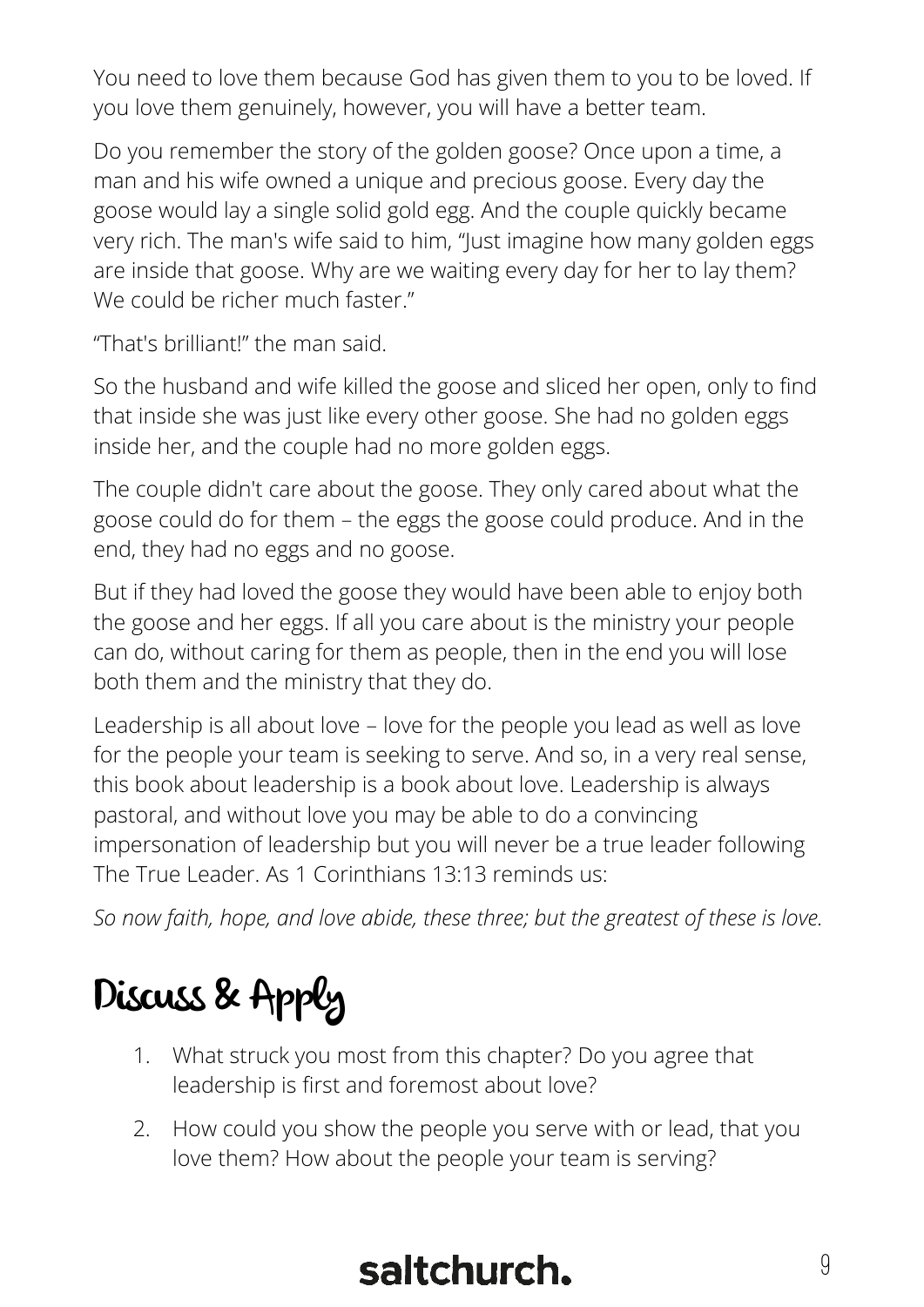You need to love them because God has given them to you to be loved. If you love them genuinely, however, you will have a better team.

Do you remember the story of the golden goose? Once upon a time, a man and his wife owned a unique and precious goose. Every day the goose would lay a single solid gold egg. And the couple quickly became very rich. The man's wife said to him, "Just imagine how many golden eggs are inside that goose. Why are we waiting every day for her to lay them? We could be richer much faster."

"That's brilliant!" the man said.

So the husband and wife killed the goose and sliced her open, only to find that inside she was just like every other goose. She had no golden eggs inside her, and the couple had no more golden eggs.

The couple didn't care about the goose. They only cared about what the goose could do for them – the eggs the goose could produce. And in the end, they had no eggs and no goose.

But if they had loved the goose they would have been able to enjoy both the goose and her eggs. If all you care about is the ministry your people can do, without caring for them as people, then in the end you will lose both them and the ministry that they do.

Leadership is all about love – love for the people you lead as well as love for the people your team is seeking to serve. And so, in a very real sense, this book about leadership is a book about love. Leadership is always pastoral, and without love you may be able to do a convincing impersonation of leadership but you will never be a true leader following The True Leader. As 1 Corinthians 13:13 reminds us:

*So now faith, hope, and love abide, these three; but the greatest of these is love.*

## Discuss & Apply

1. What struck you most from this chapter? Do you agree that leadership is first and foremost about love?
2. How could you show the people you serve with or lead, that you love them? How about the people your team is serving?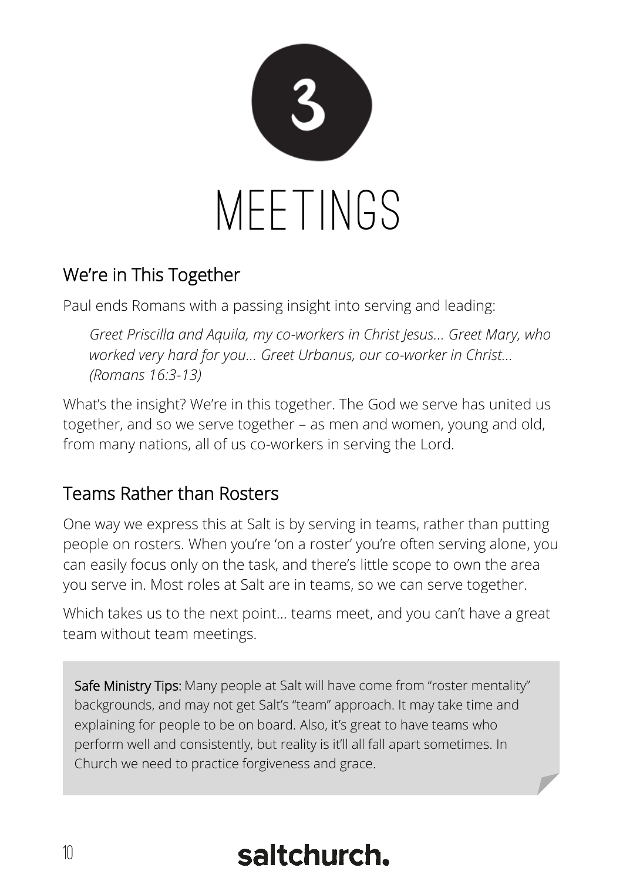# 3

# MEETINGS

## We're in This Together

Paul ends Romans with a passing insight into serving and leading:

> *Greet Priscilla and Aquila, my co-workers in Christ Jesus... Greet Mary, who worked very hard for you... Greet Urbanus, our co-worker in Christ... (Romans 16:3-13)*

What's the insight? We're in this together. The God we serve has united us together, and so we serve together – as men and women, young and old, from many nations, all of us co-workers in serving the Lord.

## Teams Rather than Rosters

One way we express this at Salt is by serving in teams, rather than putting people on rosters. When you're 'on a roster' you're often serving alone, you can easily focus only on the task, and there's little scope to own the area you serve in. Most roles at Salt are in teams, so we can serve together.

Which takes us to the next point... teams meet, and you can't have a great team without team meetings.

> **Safe Ministry Tips:** Many people at Salt will have come from "roster mentality" backgrounds, and may not get Salt's "team" approach. It may take time and explaining for people to be on board. Also, it's great to have teams who perform well and consistently, but reality is it'll all fall apart sometimes. In Church we need to practice forgiveness and grace.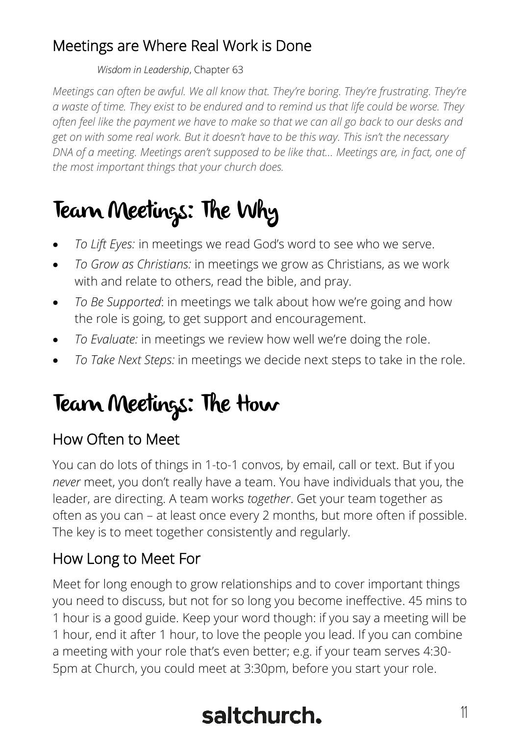## Meetings are Where Real Work is Done

*Wisdom in Leadership*, Chapter 63

*Meetings can often be awful. We all know that. They're boring. They're frustrating. They're a waste of time. They exist to be endured and to remind us that life could be worse. They often feel like the payment we have to make so that we can all go back to our desks and get on with some real work. But it doesn't have to be this way. This isn't the necessary DNA of a meeting. Meetings aren't supposed to be like that… Meetings are, in fact, one of the most important things that your church does.*

# Team Meetings: The Why

- *To Lift Eyes:* in meetings we read God's word to see who we serve.
- *To Grow as Christians:* in meetings we grow as Christians, as we work with and relate to others, read the bible, and pray.
- *To Be Supported*: in meetings we talk about how we're going and how the role is going, to get support and encouragement.
- *To Evaluate:* in meetings we review how well we're doing the role.
- *To Take Next Steps:* in meetings we decide next steps to take in the role.

# Team Meetings: The How

## How Often to Meet

You can do lots of things in 1-to-1 convos, by email, call or text. But if you *never* meet, you don't really have a team. You have individuals that you, the leader, are directing. A team works *together*. Get your team together as often as you can – at least once every 2 months, but more often if possible. The key is to meet together consistently and regularly.

## How Long to Meet For

Meet for long enough to grow relationships and to cover important things you need to discuss, but not for so long you become ineffective. 45 mins to 1 hour is a good guide. Keep your word though: if you say a meeting will be 1 hour, end it after 1 hour, to love the people you lead. If you can combine a meeting with your role that's even better; e.g. if your team serves 4:30-5pm at Church, you could meet at 3:30pm, before you start your role.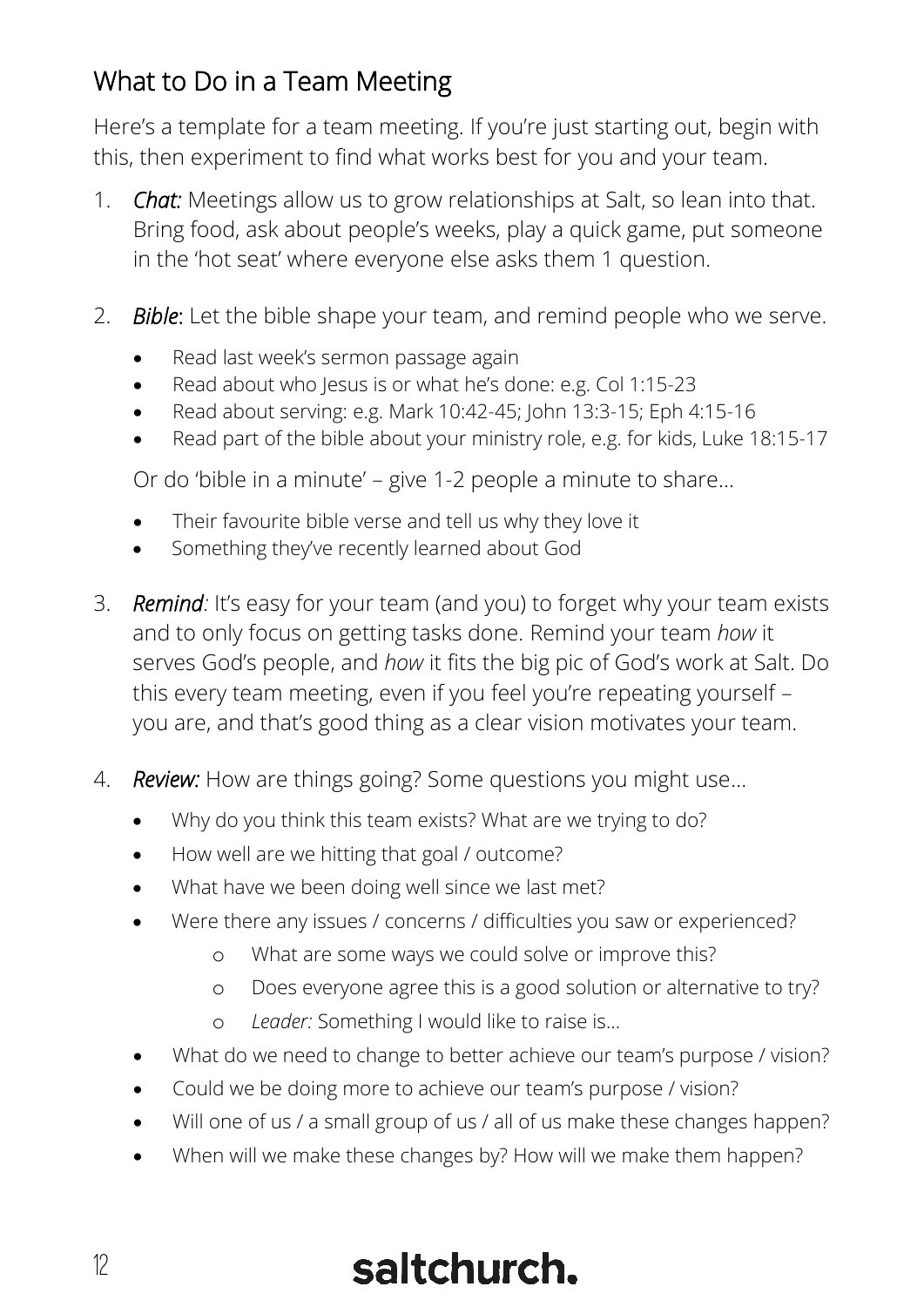## What to Do in a Team Meeting

Here's a template for a team meeting. If you're just starting out, begin with this, then experiment to find what works best for you and your team.

1. ***Chat:*** Meetings allow us to grow relationships at Salt, so lean into that. Bring food, ask about people's weeks, play a quick game, put someone in the 'hot seat' where everyone else asks them 1 question.

2. ***Bible***: Let the bible shape your team, and remind people who we serve.
   - Read last week's sermon passage again
   - Read about who Jesus is or what he's done: e.g. Col 1:15-23
   - Read about serving: e.g. Mark 10:42-45; John 13:3-15; Eph 4:15-16
   - Read part of the bible about your ministry role, e.g. for kids, Luke 18:15-17

   Or do 'bible in a minute' – give 1-2 people a minute to share…
   - Their favourite bible verse and tell us why they love it
   - Something they've recently learned about God

3. ***Remind:*** It's easy for your team (and you) to forget why your team exists and to only focus on getting tasks done. Remind your team *how* it serves God's people, and *how* it fits the big pic of God's work at Salt. Do this every team meeting, even if you feel you're repeating yourself – you are, and that's good thing as a clear vision motivates your team.

4. ***Review:*** How are things going? Some questions you might use…
   - Why do you think this team exists? What are we trying to do?
   - How well are we hitting that goal / outcome?
   - What have we been doing well since we last met?
   - Were there any issues / concerns / difficulties you saw or experienced?
     - What are some ways we could solve or improve this?
     - Does everyone agree this is a good solution or alternative to try?
     - *Leader:* Something I would like to raise is…
   - What do we need to change to better achieve our team's purpose / vision?
   - Could we be doing more to achieve our team's purpose / vision?
   - Will one of us / a small group of us / all of us make these changes happen?
   - When will we make these changes by? How will we make them happen?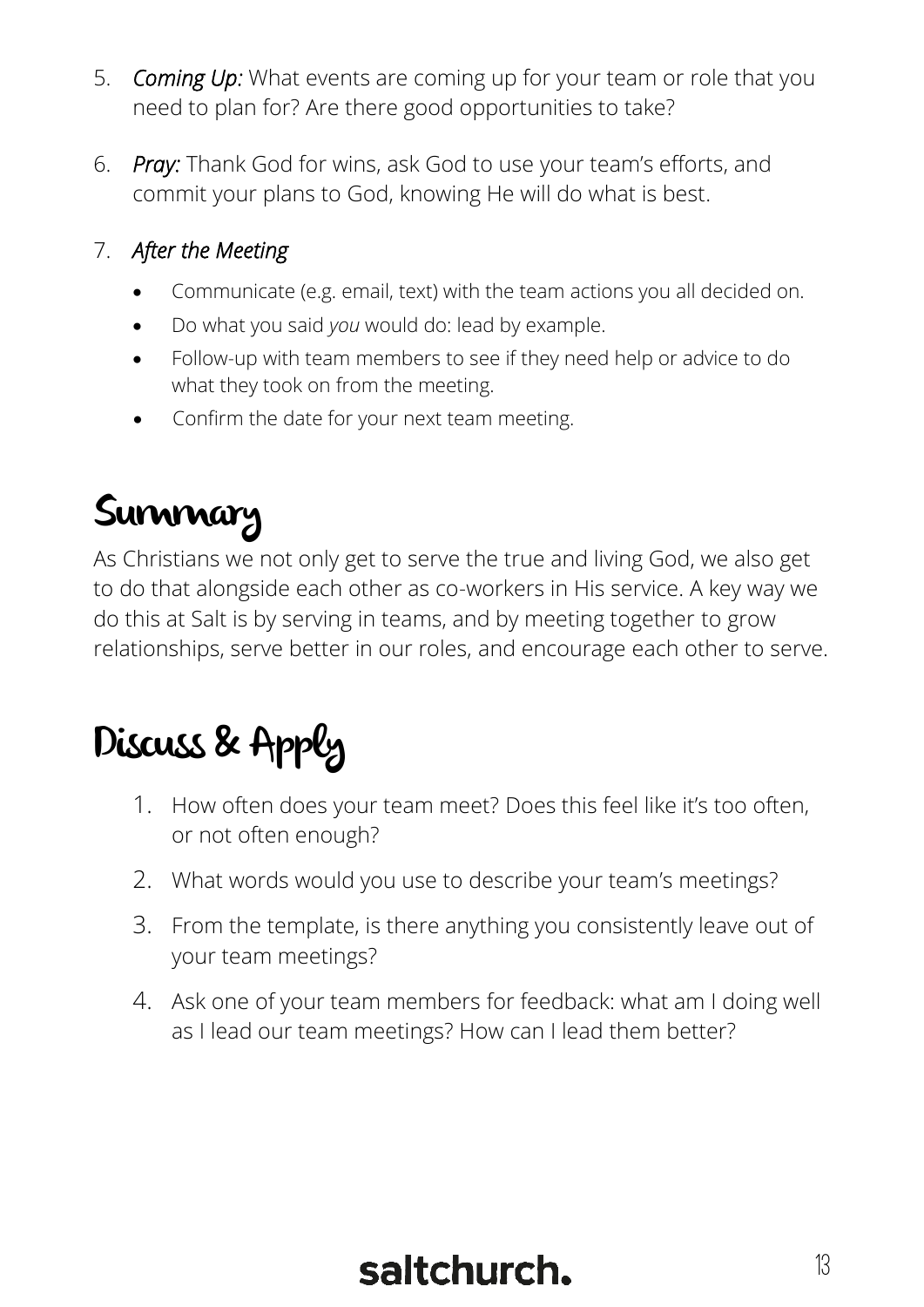5. ***Coming Up:*** What events are coming up for your team or role that you need to plan for? Are there good opportunities to take?
6. ***Pray:*** Thank God for wins, ask God to use your team's efforts, and commit your plans to God, knowing He will do what is best.
7. ***After the Meeting***
   - Communicate (e.g. email, text) with the team actions you all decided on.
   - Do what you said *you* would do: lead by example.
   - Follow-up with team members to see if they need help or advice to do what they took on from the meeting.
   - Confirm the date for your next team meeting.

# Summary

As Christians we not only get to serve the true and living God, we also get to do that alongside each other as co-workers in His service. A key way we do this at Salt is by serving in teams, and by meeting together to grow relationships, serve better in our roles, and encourage each other to serve.

# Discuss & Apply

1. How often does your team meet? Does this feel like it's too often, or not often enough?
2. What words would you use to describe your team's meetings?
3. From the template, is there anything you consistently leave out of your team meetings?
4. Ask one of your team members for feedback: what am I doing well as I lead our team meetings? How can I lead them better?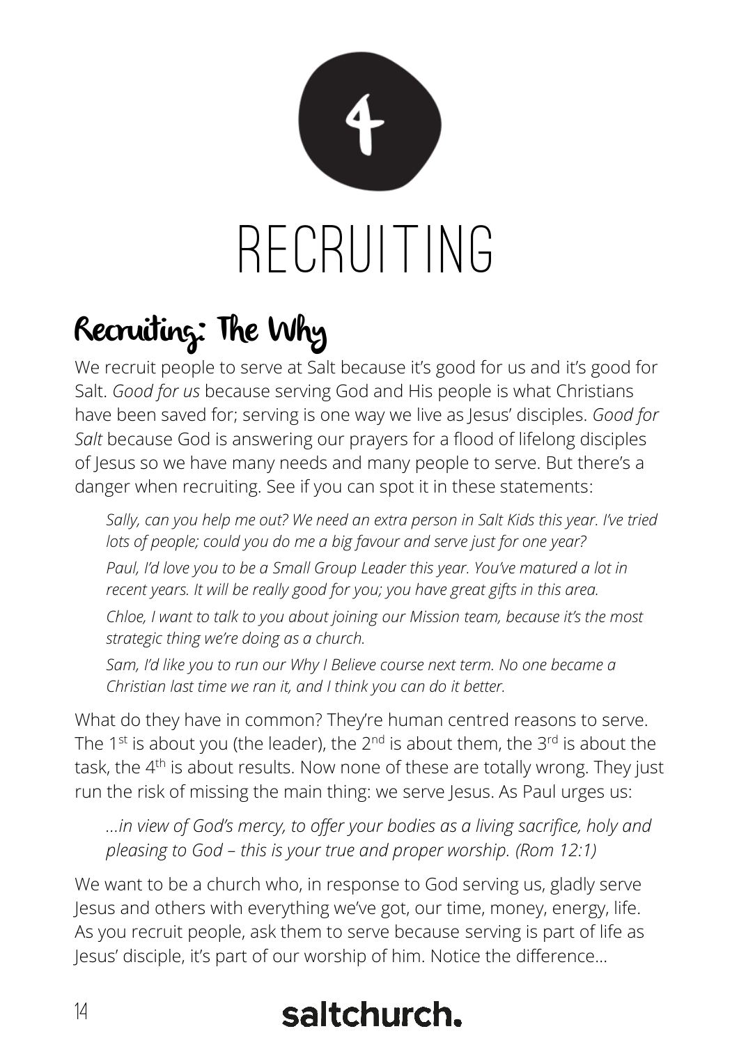# 4

# RECRUITING

## Recruiting: The Why

We recruit people to serve at Salt because it's good for us and it's good for Salt. *Good for us* because serving God and His people is what Christians have been saved for; serving is one way we live as Jesus' disciples. *Good for Salt* because God is answering our prayers for a flood of lifelong disciples of Jesus so we have many needs and many people to serve. But there's a danger when recruiting. See if you can spot it in these statements:

> *Sally, can you help me out? We need an extra person in Salt Kids this year. I've tried lots of people; could you do me a big favour and serve just for one year?*
>
> *Paul, I'd love you to be a Small Group Leader this year. You've matured a lot in recent years. It will be really good for you; you have great gifts in this area.*
>
> *Chloe, I want to talk to you about joining our Mission team, because it's the most strategic thing we're doing as a church.*
>
> *Sam, I'd like you to run our Why I Believe course next term. No one became a Christian last time we ran it, and I think you can do it better.*

What do they have in common? They're human centred reasons to serve. The 1st is about you (the leader), the 2nd is about them, the 3rd is about the task, the 4th is about results. Now none of these are totally wrong. They just run the risk of missing the main thing: we serve Jesus. As Paul urges us:

> *…in view of God's mercy, to offer your bodies as a living sacrifice, holy and pleasing to God – this is your true and proper worship. (Rom 12:1)*

We want to be a church who, in response to God serving us, gladly serve Jesus and others with everything we've got, our time, money, energy, life. As you recruit people, ask them to serve because serving is part of life as Jesus' disciple, it's part of our worship of him. Notice the difference…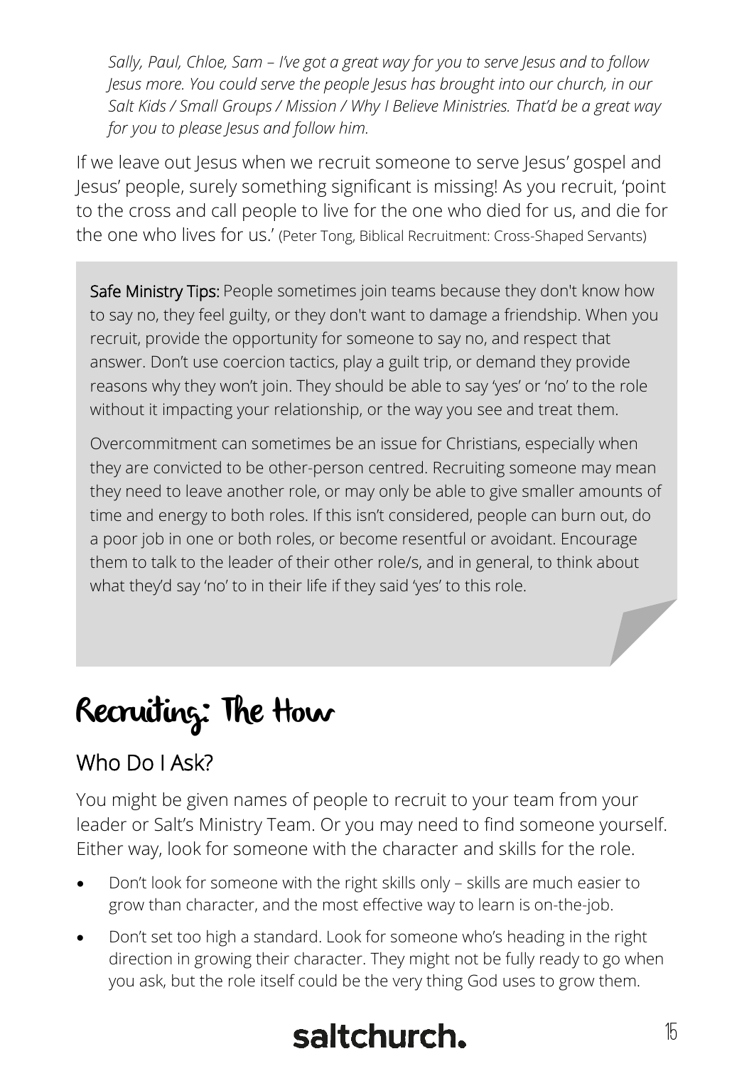*Sally, Paul, Chloe, Sam – I've got a great way for you to serve Jesus and to follow Jesus more. You could serve the people Jesus has brought into our church, in our Salt Kids / Small Groups / Mission / Why I Believe Ministries. That'd be a great way for you to please Jesus and follow him.*

If we leave out Jesus when we recruit someone to serve Jesus' gospel and Jesus' people, surely something significant is missing! As you recruit, 'point to the cross and call people to live for the one who died for us, and die for the one who lives for us.' (Peter Tong, Biblical Recruitment: Cross-Shaped Servants)

> **Safe Ministry Tips:** People sometimes join teams because they don't know how to say no, they feel guilty, or they don't want to damage a friendship. When you recruit, provide the opportunity for someone to say no, and respect that answer. Don't use coercion tactics, play a guilt trip, or demand they provide reasons why they won't join. They should be able to say 'yes' or 'no' to the role without it impacting your relationship, or the way you see and treat them.
>
> Overcommitment can sometimes be an issue for Christians, especially when they are convicted to be other-person centred. Recruiting someone may mean they need to leave another role, or may only be able to give smaller amounts of time and energy to both roles. If this isn't considered, people can burn out, do a poor job in one or both roles, or become resentful or avoidant. Encourage them to talk to the leader of their other role/s, and in general, to think about what they'd say 'no' to in their life if they said 'yes' to this role.

# Recruiting: The How

## Who Do I Ask?

You might be given names of people to recruit to your team from your leader or Salt's Ministry Team. Or you may need to find someone yourself. Either way, look for someone with the character and skills for the role.

- Don't look for someone with the right skills only – skills are much easier to grow than character, and the most effective way to learn is on-the-job.
- Don't set too high a standard. Look for someone who's heading in the right direction in growing their character. They might not be fully ready to go when you ask, but the role itself could be the very thing God uses to grow them.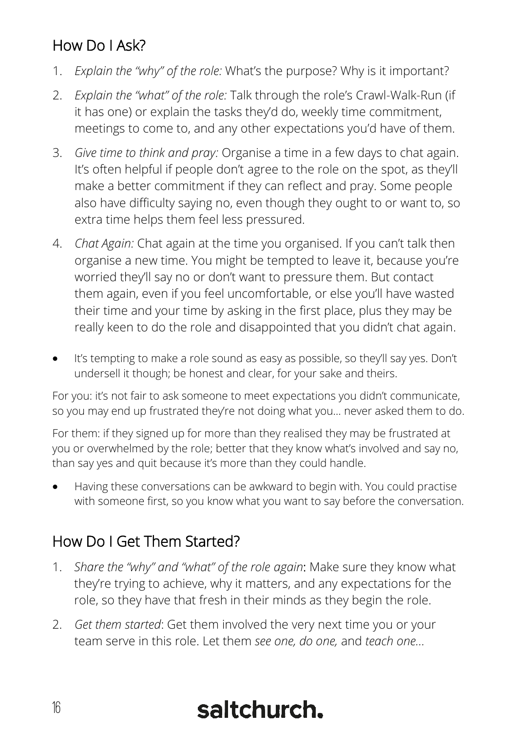## How Do I Ask?

1. *Explain the "why" of the role:* What's the purpose? Why is it important?
2. *Explain the "what" of the role:* Talk through the role's Crawl-Walk-Run (if it has one) or explain the tasks they'd do, weekly time commitment, meetings to come to, and any other expectations you'd have of them.
3. *Give time to think and pray:* Organise a time in a few days to chat again. It's often helpful if people don't agree to the role on the spot, as they'll make a better commitment if they can reflect and pray. Some people also have difficulty saying no, even though they ought to or want to, so extra time helps them feel less pressured.
4. *Chat Again:* Chat again at the time you organised. If you can't talk then organise a new time. You might be tempted to leave it, because you're worried they'll say no or don't want to pressure them. But contact them again, even if you feel uncomfortable, or else you'll have wasted their time and your time by asking in the first place, plus they may be really keen to do the role and disappointed that you didn't chat again.

- It's tempting to make a role sound as easy as possible, so they'll say yes. Don't undersell it though; be honest and clear, for your sake and theirs.

For you: it's not fair to ask someone to meet expectations you didn't communicate, so you may end up frustrated they're not doing what you… never asked them to do.

For them: if they signed up for more than they realised they may be frustrated at you or overwhelmed by the role; better that they know what's involved and say no, than say yes and quit because it's more than they could handle.

- Having these conversations can be awkward to begin with. You could practise with someone first, so you know what you want to say before the conversation.

## How Do I Get Them Started?

1. *Share the "why" and "what" of the role again*: Make sure they know what they're trying to achieve, why it matters, and any expectations for the role, so they have that fresh in their minds as they begin the role.
2. *Get them started*: Get them involved the very next time you or your team serve in this role. Let them *see one, do one,* and *teach one*…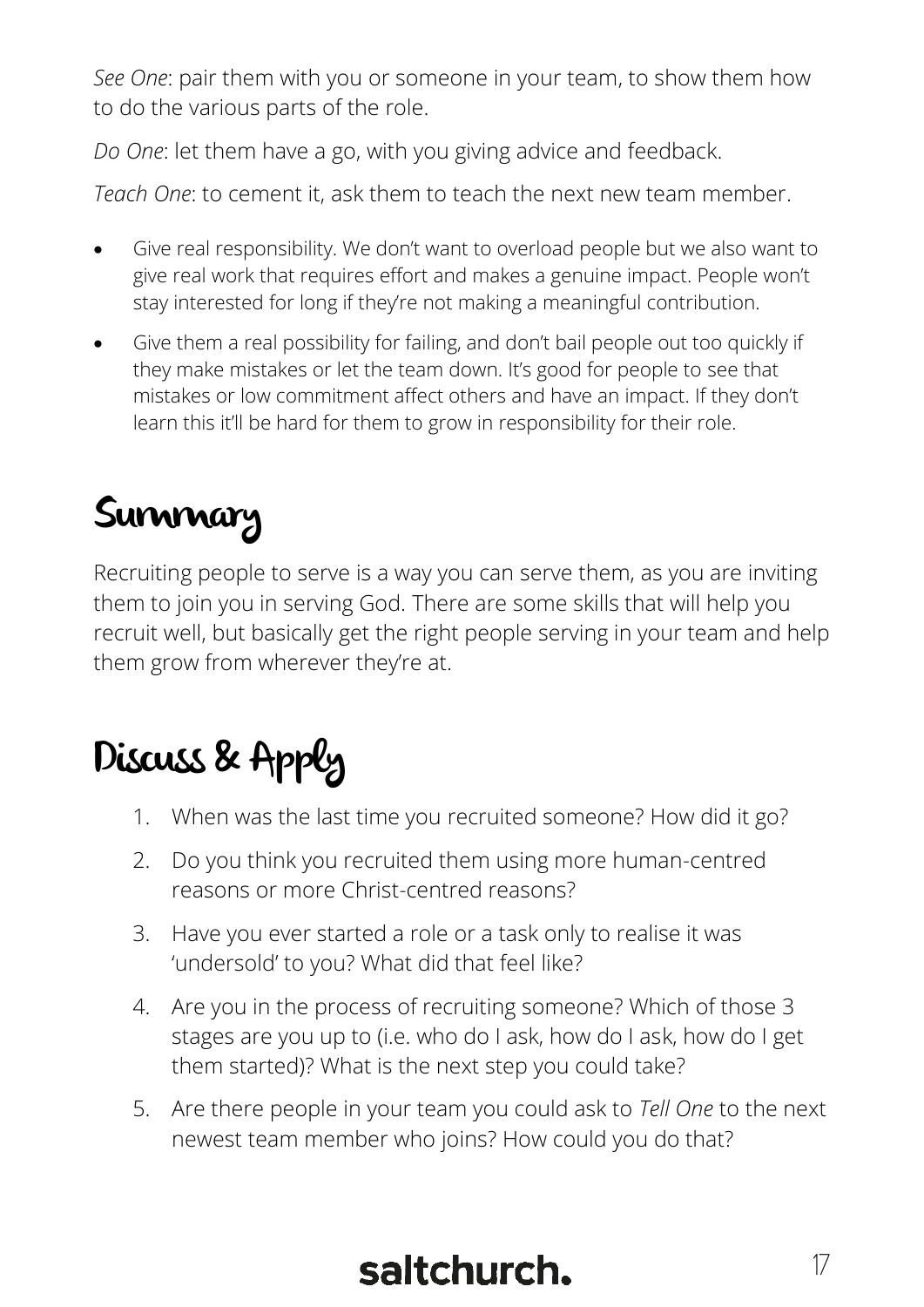*See One*: pair them with you or someone in your team, to show them how to do the various parts of the role.

*Do One*: let them have a go, with you giving advice and feedback.

*Teach One*: to cement it, ask them to teach the next new team member.

- Give real responsibility. We don't want to overload people but we also want to give real work that requires effort and makes a genuine impact. People won't stay interested for long if they're not making a meaningful contribution.
- Give them a real possibility for failing, and don't bail people out too quickly if they make mistakes or let the team down. It's good for people to see that mistakes or low commitment affect others and have an impact. If they don't learn this it'll be hard for them to grow in responsibility for their role.

# Summary

Recruiting people to serve is a way you can serve them, as you are inviting them to join you in serving God. There are some skills that will help you recruit well, but basically get the right people serving in your team and help them grow from wherever they're at.

# Discuss & Apply

1. When was the last time you recruited someone? How did it go?
2. Do you think you recruited them using more human-centred reasons or more Christ-centred reasons?
3. Have you ever started a role or a task only to realise it was 'undersold' to you? What did that feel like?
4. Are you in the process of recruiting someone? Which of those 3 stages are you up to (i.e. who do I ask, how do I ask, how do I get them started)? What is the next step you could take?
5. Are there people in your team you could ask to *Tell One* to the next newest team member who joins? How could you do that?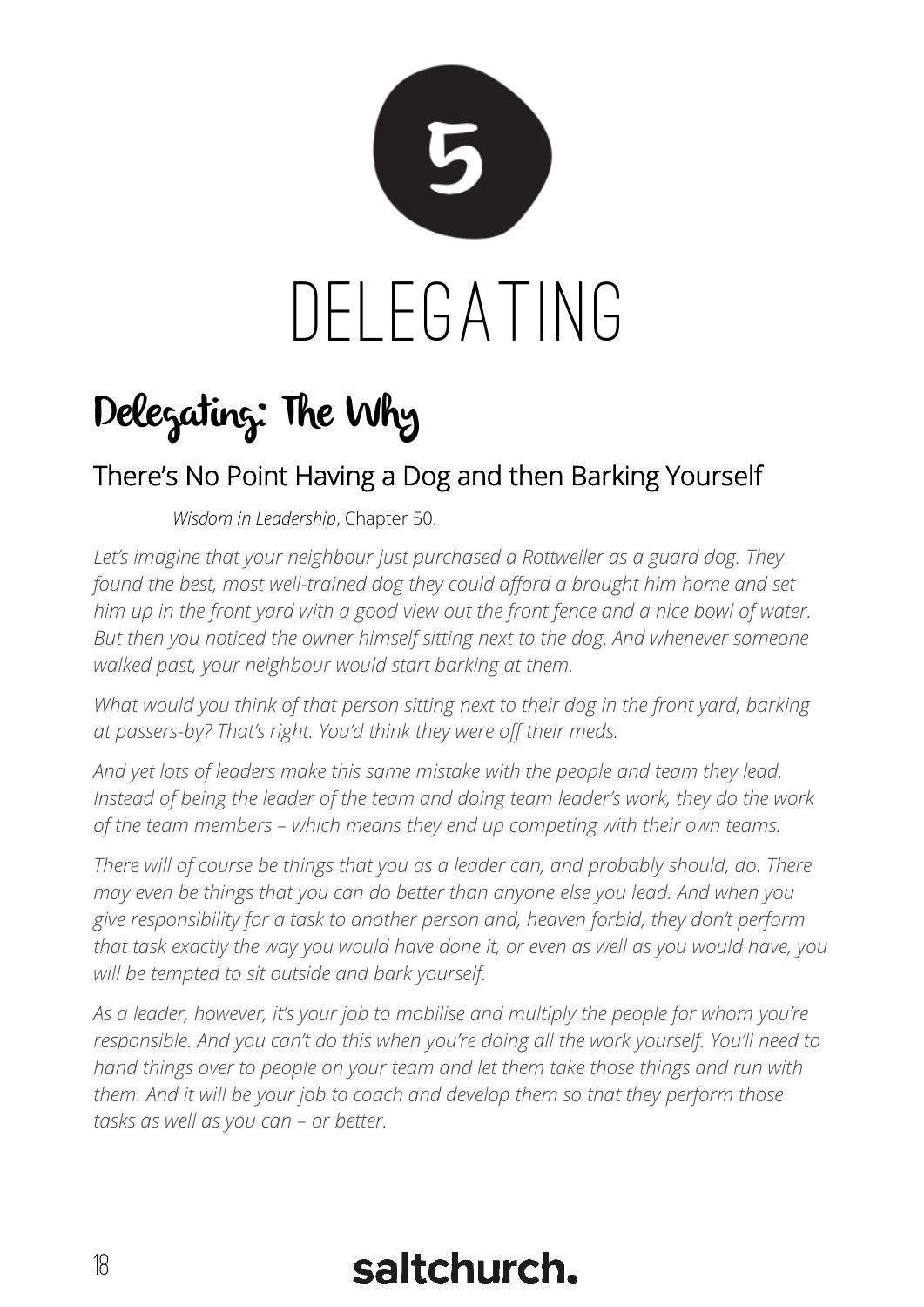# 5

# DELEGATING

## Delegating: The Why

### There's No Point Having a Dog and then Barking Yourself

*Wisdom in Leadership*, Chapter 50.

*Let's imagine that your neighbour just purchased a Rottweiler as a guard dog. They found the best, most well-trained dog they could afford a brought him home and set him up in the front yard with a good view out the front fence and a nice bowl of water. But then you noticed the owner himself sitting next to the dog. And whenever someone walked past, your neighbour would start barking at them.*

*What would you think of that person sitting next to their dog in the front yard, barking at passers-by? That's right. You'd think they were off their meds.*

*And yet lots of leaders make this same mistake with the people and team they lead. Instead of being the leader of the team and doing team leader's work, they do the work of the team members – which means they end up competing with their own teams.*

*There will of course be things that you as a leader can, and probably should, do. There may even be things that you can do better than anyone else you lead. And when you give responsibility for a task to another person and, heaven forbid, they don't perform that task exactly the way you would have done it, or even as well as you would have, you will be tempted to sit outside and bark yourself.*

*As a leader, however, it's your job to mobilise and multiply the people for whom you're responsible. And you can't do this when you're doing all the work yourself. You'll need to hand things over to people on your team and let them take those things and run with them. And it will be your job to coach and develop them so that they perform those tasks as well as you can – or better.*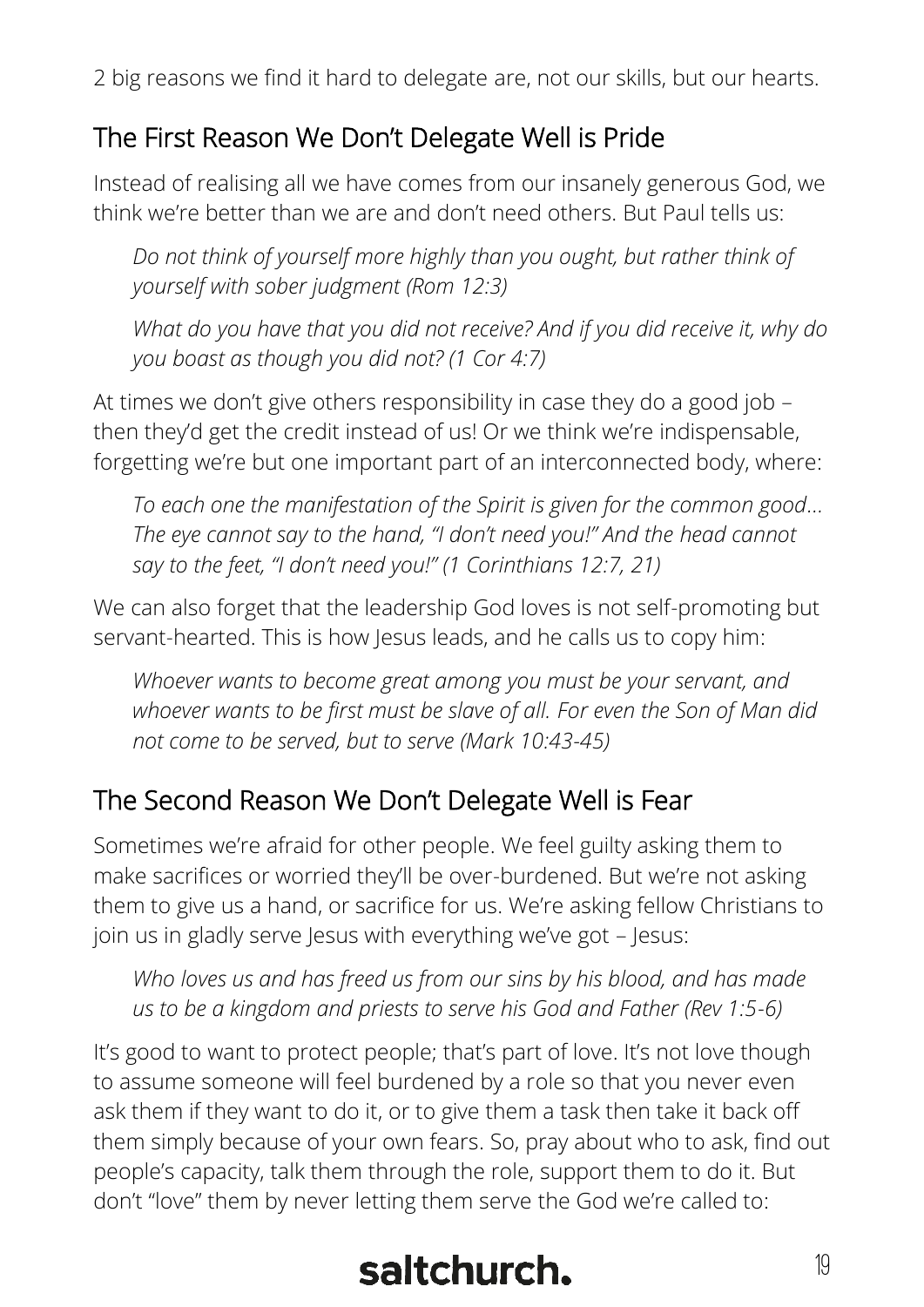2 big reasons we find it hard to delegate are, not our skills, but our hearts.

## The First Reason We Don't Delegate Well is Pride

Instead of realising all we have comes from our insanely generous God, we think we're better than we are and don't need others. But Paul tells us:

> *Do not think of yourself more highly than you ought, but rather think of yourself with sober judgment (Rom 12:3)*
>
> *What do you have that you did not receive? And if you did receive it, why do you boast as though you did not? (1 Cor 4:7)*

At times we don't give others responsibility in case they do a good job – then they'd get the credit instead of us! Or we think we're indispensable, forgetting we're but one important part of an interconnected body, where:

> *To each one the manifestation of the Spirit is given for the common good… The eye cannot say to the hand, "I don't need you!" And the head cannot say to the feet, "I don't need you!" (1 Corinthians 12:7, 21)*

We can also forget that the leadership God loves is not self-promoting but servant-hearted. This is how Jesus leads, and he calls us to copy him:

> *Whoever wants to become great among you must be your servant, and whoever wants to be first must be slave of all. For even the Son of Man did not come to be served, but to serve (Mark 10:43-45)*

## The Second Reason We Don't Delegate Well is Fear

Sometimes we're afraid for other people. We feel guilty asking them to make sacrifices or worried they'll be over-burdened. But we're not asking them to give us a hand, or sacrifice for us. We're asking fellow Christians to join us in gladly serve Jesus with everything we've got – Jesus:

> *Who loves us and has freed us from our sins by his blood, and has made us to be a kingdom and priests to serve his God and Father (Rev 1:5-6)*

It's good to want to protect people; that's part of love. It's not love though to assume someone will feel burdened by a role so that you never even ask them if they want to do it, or to give them a task then take it back off them simply because of your own fears. So, pray about who to ask, find out people's capacity, talk them through the role, support them to do it. But don't "love" them by never letting them serve the God we're called to: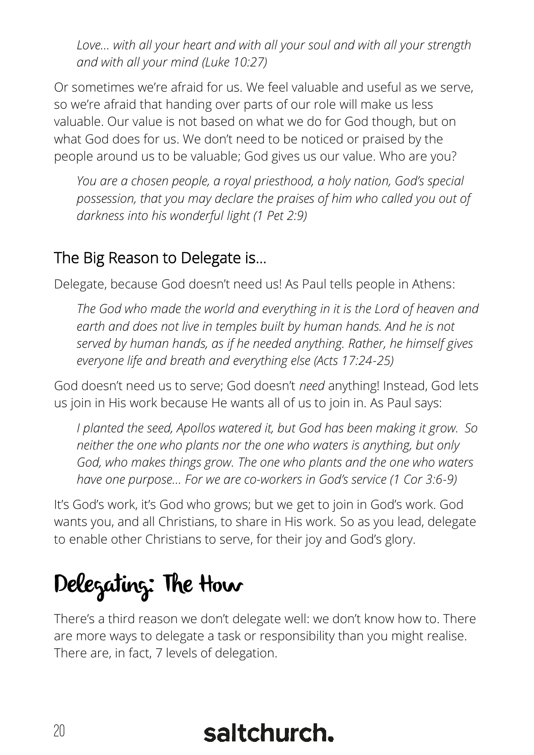*Love… with all your heart and with all your soul and with all your strength and with all your mind (Luke 10:27)*

Or sometimes we're afraid for us. We feel valuable and useful as we serve, so we're afraid that handing over parts of our role will make us less valuable. Our value is not based on what we do for God though, but on what God does for us. We don't need to be noticed or praised by the people around us to be valuable; God gives us our value. Who are you?

*You are a chosen people, a royal priesthood, a holy nation, God's special possession, that you may declare the praises of him who called you out of darkness into his wonderful light (1 Pet 2:9)*

## The Big Reason to Delegate is…

Delegate, because God doesn't need us! As Paul tells people in Athens:

*The God who made the world and everything in it is the Lord of heaven and earth and does not live in temples built by human hands. And he is not served by human hands, as if he needed anything. Rather, he himself gives everyone life and breath and everything else (Acts 17:24-25)*

God doesn't need us to serve; God doesn't *need* anything! Instead, God lets us join in His work because He wants all of us to join in. As Paul says:

*I planted the seed, Apollos watered it, but God has been making it grow. So neither the one who plants nor the one who waters is anything, but only God, who makes things grow. The one who plants and the one who waters have one purpose… For we are co-workers in God's service (1 Cor 3:6-9)*

It's God's work, it's God who grows; but we get to join in God's work. God wants you, and all Christians, to share in His work. So as you lead, delegate to enable other Christians to serve, for their joy and God's glory.

# Delegating: The How

There's a third reason we don't delegate well: we don't know how to. There are more ways to delegate a task or responsibility than you might realise. There are, in fact, 7 levels of delegation.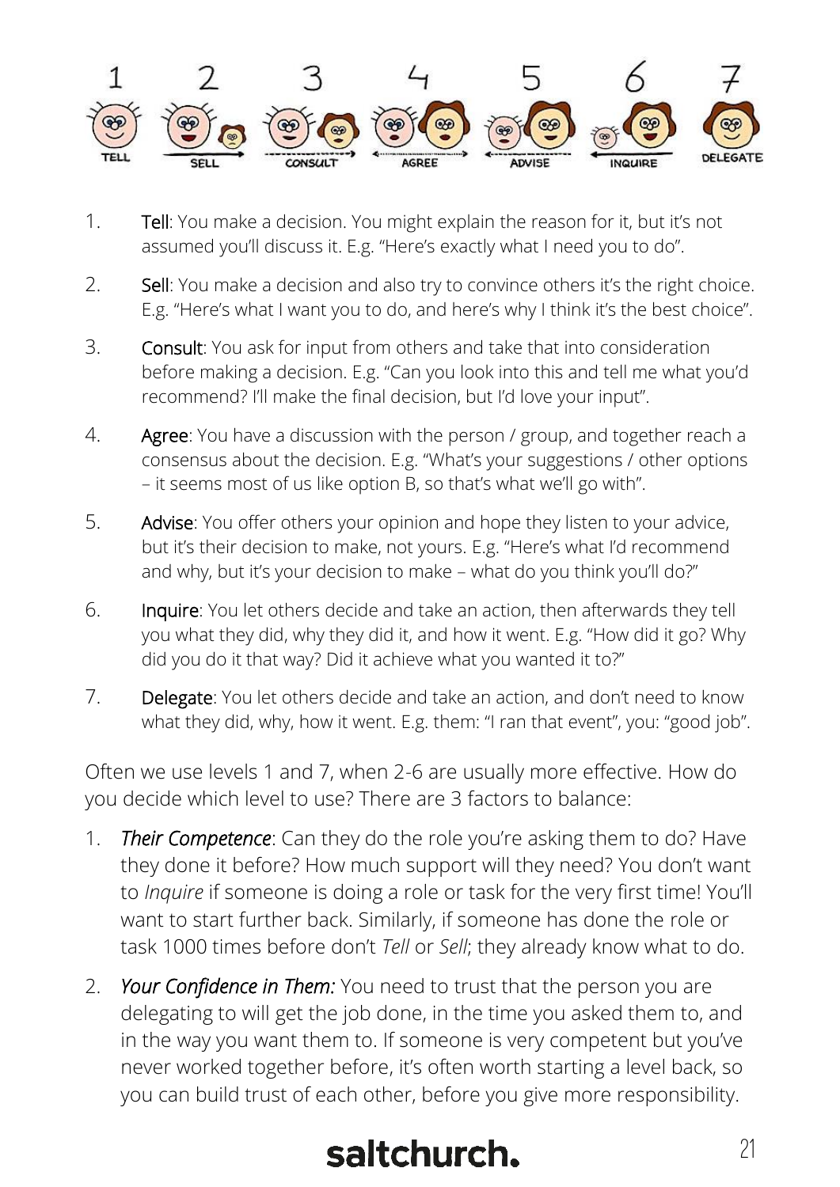1. **Tell**: You make a decision. You might explain the reason for it, but it's not assumed you'll discuss it. E.g. "Here's exactly what I need you to do".
2. **Sell**: You make a decision and also try to convince others it's the right choice. E.g. "Here's what I want you to do, and here's why I think it's the best choice".
3. **Consult**: You ask for input from others and take that into consideration before making a decision. E.g. "Can you look into this and tell me what you'd recommend? I'll make the final decision, but I'd love your input".
4. **Agree**: You have a discussion with the person / group, and together reach a consensus about the decision. E.g. "What's your suggestions / other options – it seems most of us like option B, so that's what we'll go with".
5. **Advise**: You offer others your opinion and hope they listen to your advice, but it's their decision to make, not yours. E.g. "Here's what I'd recommend and why, but it's your decision to make – what do you think you'll do?"
6. **Inquire**: You let others decide and take an action, then afterwards they tell you what they did, why they did it, and how it went. E.g. "How did it go? Why did you do it that way? Did it achieve what you wanted it to?"
7. **Delegate**: You let others decide and take an action, and don't need to know what they did, why, how it went. E.g. them: "I ran that event", you: "good job".

Often we use levels 1 and 7, when 2-6 are usually more effective. How do you decide which level to use? There are 3 factors to balance:

1. ***Their Competence***: Can they do the role you're asking them to do? Have they done it before? How much support will they need? You don't want to *Inquire* if someone is doing a role or task for the very first time! You'll want to start further back. Similarly, if someone has done the role or task 1000 times before don't *Tell* or *Sell*; they already know what to do.
2. ***Your Confidence in Them:*** You need to trust that the person you are delegating to will get the job done, in the time you asked them to, and in the way you want them to. If someone is very competent but you've never worked together before, it's often worth starting a level back, so you can build trust of each other, before you give more responsibility.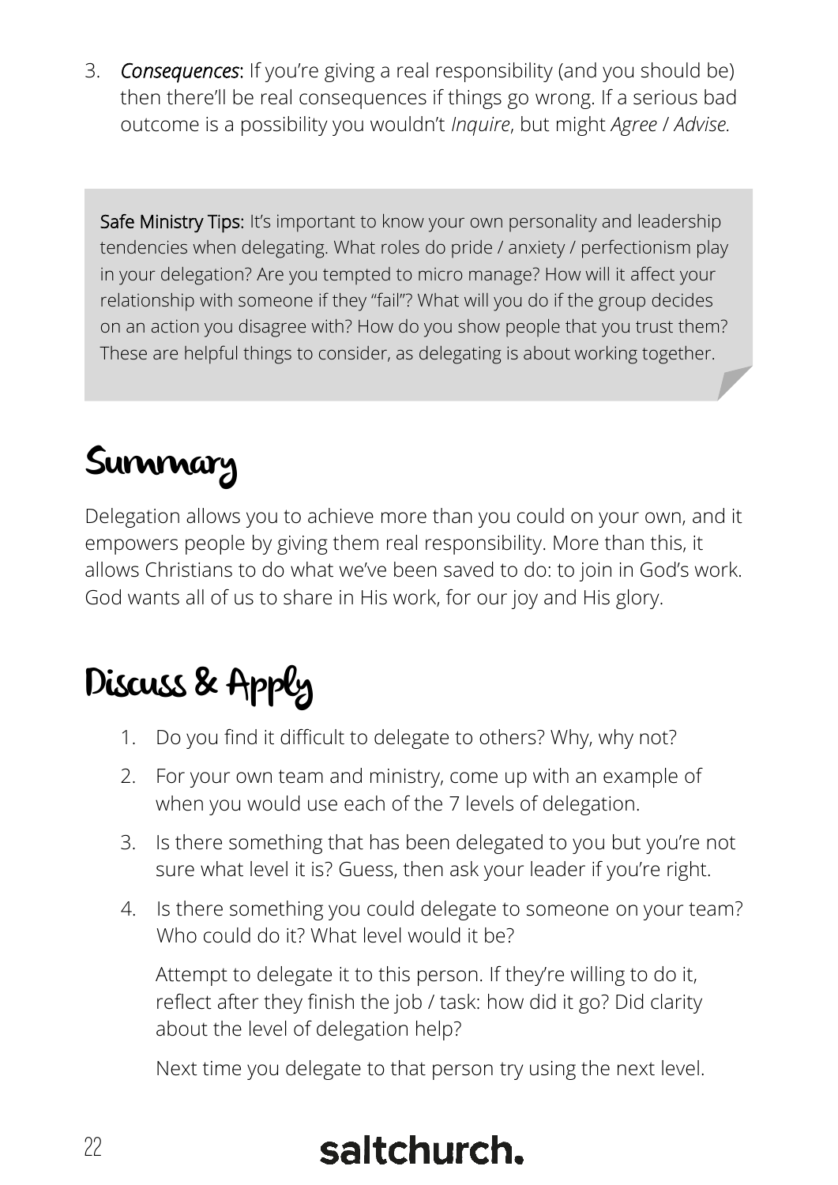3. ***Consequences***: If you're giving a real responsibility (and you should be) then there'll be real consequences if things go wrong. If a serious bad outcome is a possibility you wouldn't *Inquire*, but might *Agree / Advise.*

> **Safe Ministry Tips:** It's important to know your own personality and leadership tendencies when delegating. What roles do pride / anxiety / perfectionism play in your delegation? Are you tempted to micro manage? How will it affect your relationship with someone if they "fail"? What will you do if the group decides on an action you disagree with? How do you show people that you trust them? These are helpful things to consider, as delegating is about working together.

## Summary

Delegation allows you to achieve more than you could on your own, and it empowers people by giving them real responsibility. More than this, it allows Christians to do what we've been saved to do: to join in God's work. God wants all of us to share in His work, for our joy and His glory.

## Discuss & Apply

1. Do you find it difficult to delegate to others? Why, why not?
2. For your own team and ministry, come up with an example of when you would use each of the 7 levels of delegation.
3. Is there something that has been delegated to you but you're not sure what level it is? Guess, then ask your leader if you're right.
4. Is there something you could delegate to someone on your team? Who could do it? What level would it be?

   Attempt to delegate it to this person. If they're willing to do it, reflect after they finish the job / task: how did it go? Did clarity about the level of delegation help?

   Next time you delegate to that person try using the next level.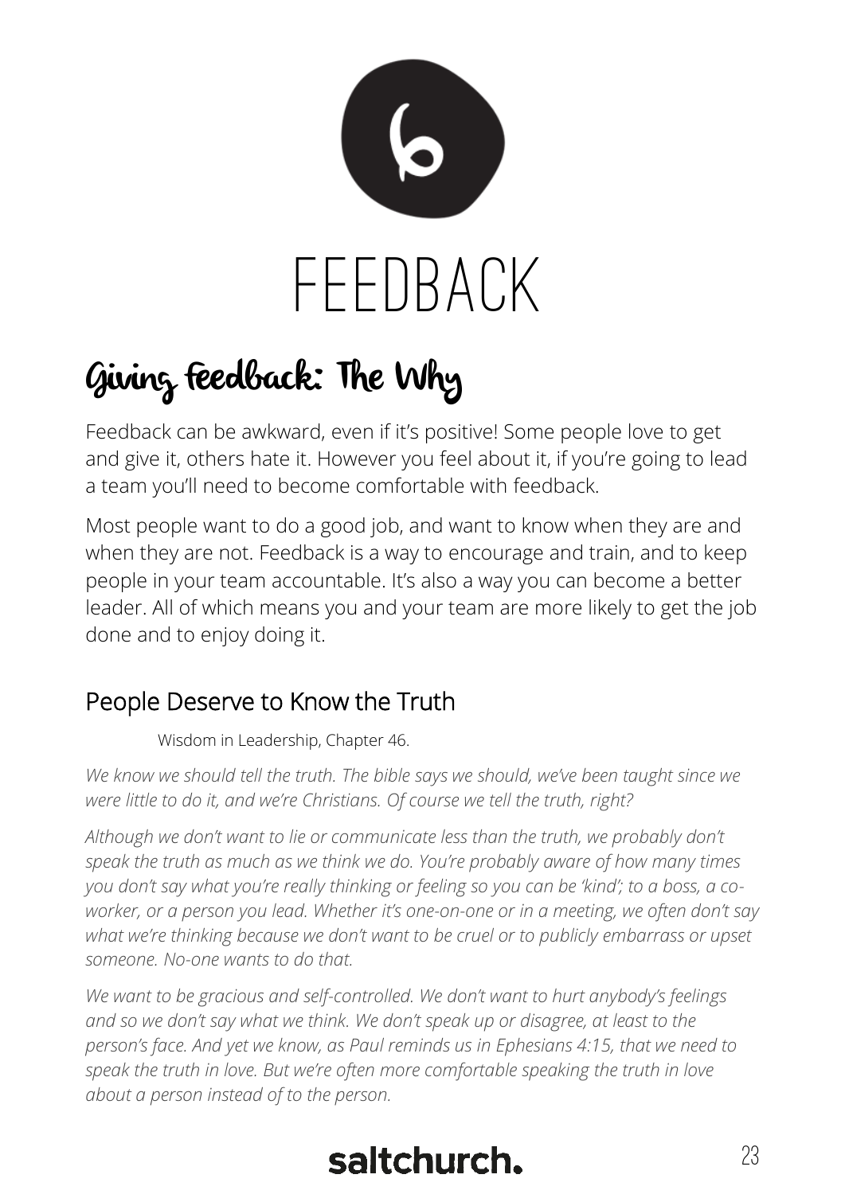6

# FEEDBACK

## Giving feedback: The Why

Feedback can be awkward, even if it's positive! Some people love to get and give it, others hate it. However you feel about it, if you're going to lead a team you'll need to become comfortable with feedback.

Most people want to do a good job, and want to know when they are and when they are not. Feedback is a way to encourage and train, and to keep people in your team accountable. It's also a way you can become a better leader. All of which means you and your team are more likely to get the job done and to enjoy doing it.

### People Deserve to Know the Truth

Wisdom in Leadership, Chapter 46.

*We know we should tell the truth. The bible says we should, we've been taught since we were little to do it, and we're Christians. Of course we tell the truth, right?*

*Although we don't want to lie or communicate less than the truth, we probably don't speak the truth as much as we think we do. You're probably aware of how many times you don't say what you're really thinking or feeling so you can be 'kind'; to a boss, a co-worker, or a person you lead. Whether it's one-on-one or in a meeting, we often don't say what we're thinking because we don't want to be cruel or to publicly embarrass or upset someone. No-one wants to do that.*

*We want to be gracious and self-controlled. We don't want to hurt anybody's feelings and so we don't say what we think. We don't speak up or disagree, at least to the person's face. And yet we know, as Paul reminds us in Ephesians 4:15, that we need to speak the truth in love. But we're often more comfortable speaking the truth in love about a person instead of to the person.*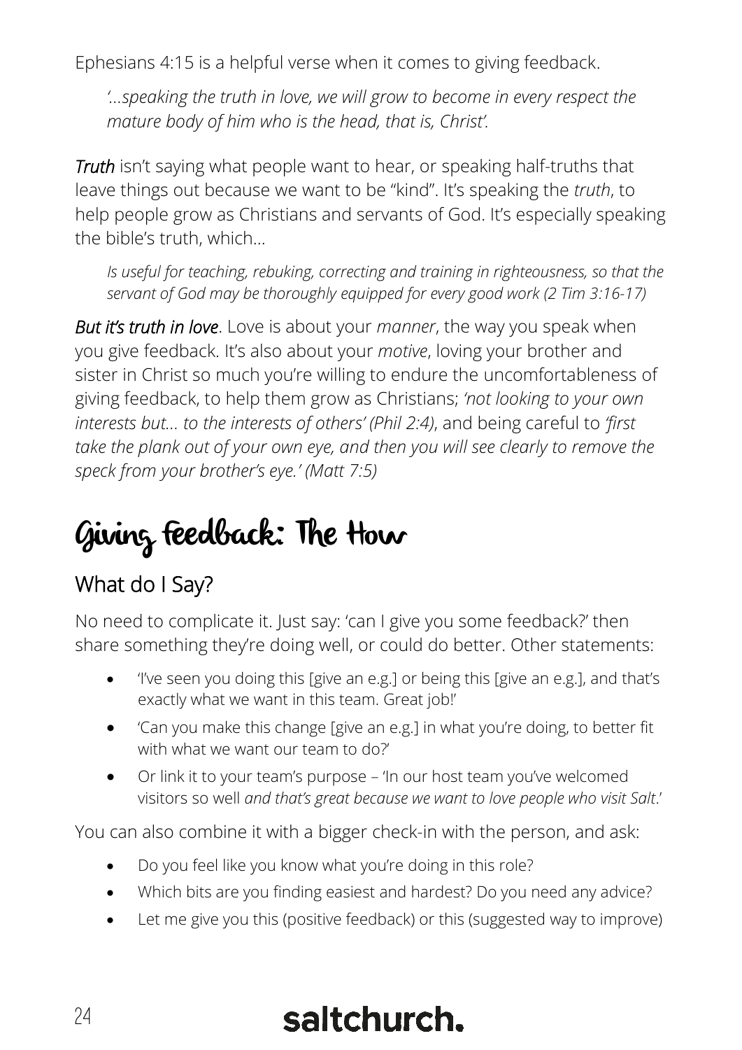Ephesians 4:15 is a helpful verse when it comes to giving feedback.

> *'…speaking the truth in love, we will grow to become in every respect the mature body of him who is the head, that is, Christ'.*

***Truth*** isn't saying what people want to hear, or speaking half-truths that leave things out because we want to be "kind". It's speaking the *truth*, to help people grow as Christians and servants of God. It's especially speaking the bible's truth, which…

> *Is useful for teaching, rebuking, correcting and training in righteousness, so that the servant of God may be thoroughly equipped for every good work (2 Tim 3:16-17)*

***But it's truth in love***. Love is about your *manner*, the way you speak when you give feedback. It's also about your *motive*, loving your brother and sister in Christ so much you're willing to endure the uncomfortableness of giving feedback, to help them grow as Christians; *'not looking to your own interests but… to the interests of others' (Phil 2:4)*, and being careful to *'first take the plank out of your own eye, and then you will see clearly to remove the speck from your brother's eye.' (Matt 7:5)*

# Giving Feedback: The How

## What do I Say?

No need to complicate it. Just say: 'can I give you some feedback?' then share something they're doing well, or could do better. Other statements:

- 'I've seen you doing this [give an e.g.] or being this [give an e.g.], and that's exactly what we want in this team. Great job!'
- 'Can you make this change [give an e.g.] in what you're doing, to better fit with what we want our team to do?'
- Or link it to your team's purpose – 'In our host team you've welcomed visitors so well *and that's great because we want to love people who visit Salt*.'

You can also combine it with a bigger check-in with the person, and ask:

- Do you feel like you know what you're doing in this role?
- Which bits are you finding easiest and hardest? Do you need any advice?
- Let me give you this (positive feedback) or this (suggested way to improve)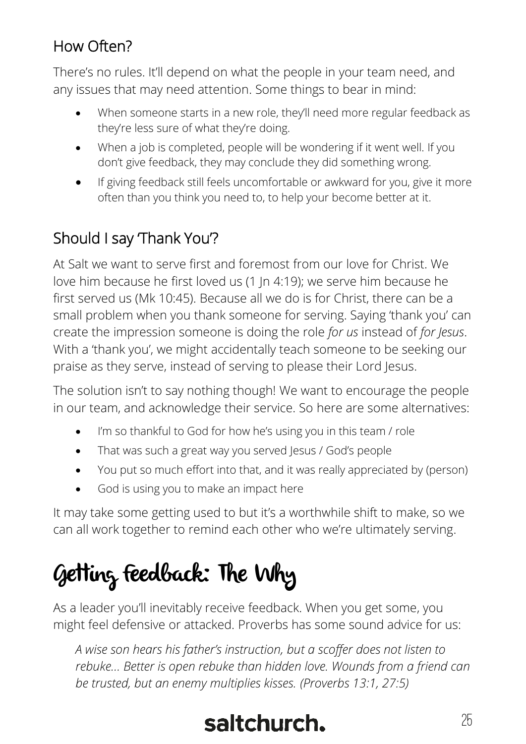## How Often?

There's no rules. It'll depend on what the people in your team need, and any issues that may need attention. Some things to bear in mind:

- When someone starts in a new role, they'll need more regular feedback as they're less sure of what they're doing.
- When a job is completed, people will be wondering if it went well. If you don't give feedback, they may conclude they did something wrong.
- If giving feedback still feels uncomfortable or awkward for you, give it more often than you think you need to, to help your become better at it.

## Should I say 'Thank You'?

At Salt we want to serve first and foremost from our love for Christ. We love him because he first loved us (1 Jn 4:19); we serve him because he first served us (Mk 10:45). Because all we do is for Christ, there can be a small problem when you thank someone for serving. Saying 'thank you' can create the impression someone is doing the role *for us* instead of *for Jesus*. With a 'thank you', we might accidentally teach someone to be seeking our praise as they serve, instead of serving to please their Lord Jesus.

The solution isn't to say nothing though! We want to encourage the people in our team, and acknowledge their service. So here are some alternatives:

- I'm so thankful to God for how he's using you in this team / role
- That was such a great way you served Jesus / God's people
- You put so much effort into that, and it was really appreciated by (person)
- God is using you to make an impact here

It may take some getting used to but it's a worthwhile shift to make, so we can all work together to remind each other who we're ultimately serving.

# Getting Feedback: The Why

As a leader you'll inevitably receive feedback. When you get some, you might feel defensive or attacked. Proverbs has some sound advice for us:

> *A wise son hears his father's instruction, but a scoffer does not listen to rebuke… Better is open rebuke than hidden love. Wounds from a friend can be trusted, but an enemy multiplies kisses. (Proverbs 13:1, 27:5)*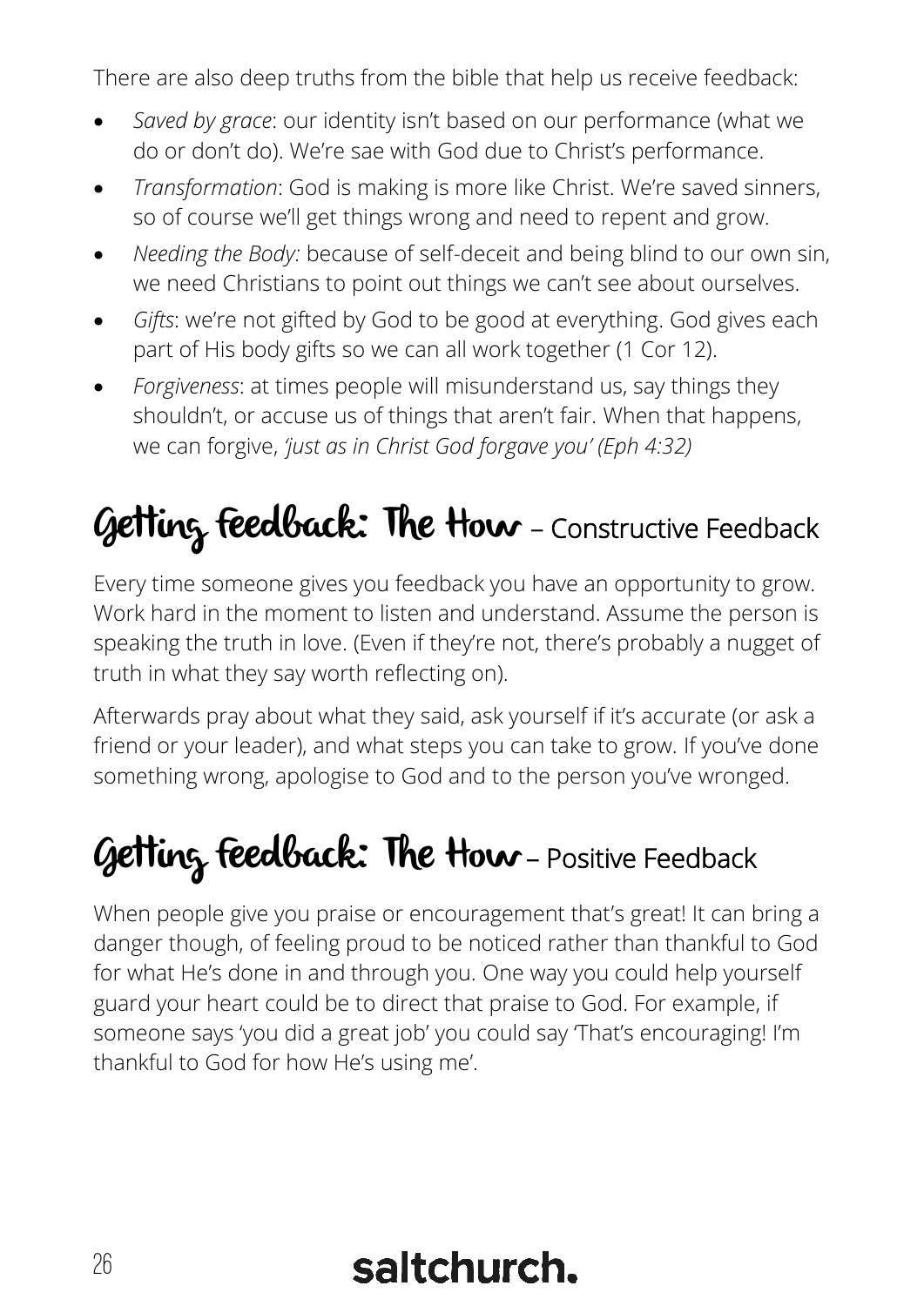There are also deep truths from the bible that help us receive feedback:

- *Saved by grace*: our identity isn't based on our performance (what we do or don't do). We're sae with God due to Christ's performance.
- *Transformation*: God is making is more like Christ. We're saved sinners, so of course we'll get things wrong and need to repent and grow.
- *Needing the Body:* because of self-deceit and being blind to our own sin, we need Christians to point out things we can't see about ourselves.
- *Gifts*: we're not gifted by God to be good at everything. God gives each part of His body gifts so we can all work together (1 Cor 12).
- *Forgiveness*: at times people will misunderstand us, say things they shouldn't, or accuse us of things that aren't fair. When that happens, we can forgive, *'just as in Christ God forgave you' (Eph 4:32)*

## Getting feedback: The How – Constructive Feedback

Every time someone gives you feedback you have an opportunity to grow. Work hard in the moment to listen and understand. Assume the person is speaking the truth in love. (Even if they're not, there's probably a nugget of truth in what they say worth reflecting on).

Afterwards pray about what they said, ask yourself if it's accurate (or ask a friend or your leader), and what steps you can take to grow. If you've done something wrong, apologise to God and to the person you've wronged.

## Getting feedback: The How – Positive Feedback

When people give you praise or encouragement that's great! It can bring a danger though, of feeling proud to be noticed rather than thankful to God for what He's done in and through you. One way you could help yourself guard your heart could be to direct that praise to God. For example, if someone says 'you did a great job' you could say 'That's encouraging! I'm thankful to God for how He's using me'.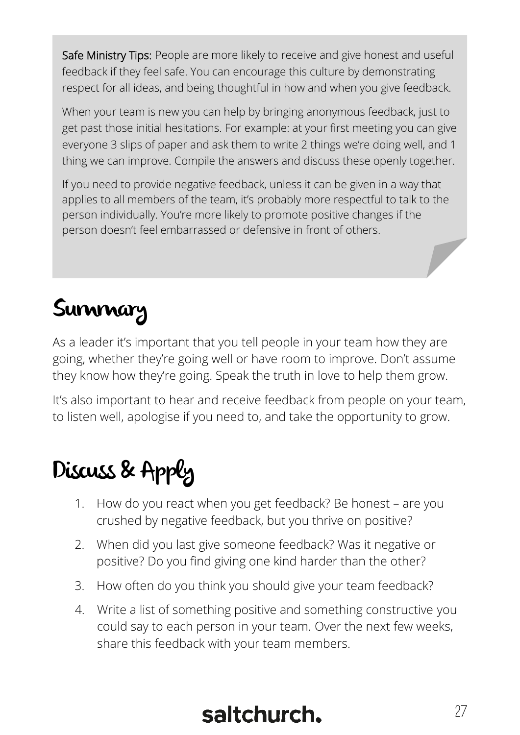**Safe Ministry Tips:** People are more likely to receive and give honest and useful feedback if they feel safe. You can encourage this culture by demonstrating respect for all ideas, and being thoughtful in how and when you give feedback.

When your team is new you can help by bringing anonymous feedback, just to get past those initial hesitations. For example: at your first meeting you can give everyone 3 slips of paper and ask them to write 2 things we're doing well, and 1 thing we can improve. Compile the answers and discuss these openly together.

If you need to provide negative feedback, unless it can be given in a way that applies to all members of the team, it's probably more respectful to talk to the person individually. You're more likely to promote positive changes if the person doesn't feel embarrassed or defensive in front of others.

## Summary

As a leader it's important that you tell people in your team how they are going, whether they're going well or have room to improve. Don't assume they know how they're going. Speak the truth in love to help them grow.

It's also important to hear and receive feedback from people on your team, to listen well, apologise if you need to, and take the opportunity to grow.

## Discuss & Apply

1. How do you react when you get feedback? Be honest – are you crushed by negative feedback, but you thrive on positive?
2. When did you last give someone feedback? Was it negative or positive? Do you find giving one kind harder than the other?
3. How often do you think you should give your team feedback?
4. Write a list of something positive and something constructive you could say to each person in your team. Over the next few weeks, share this feedback with your team members.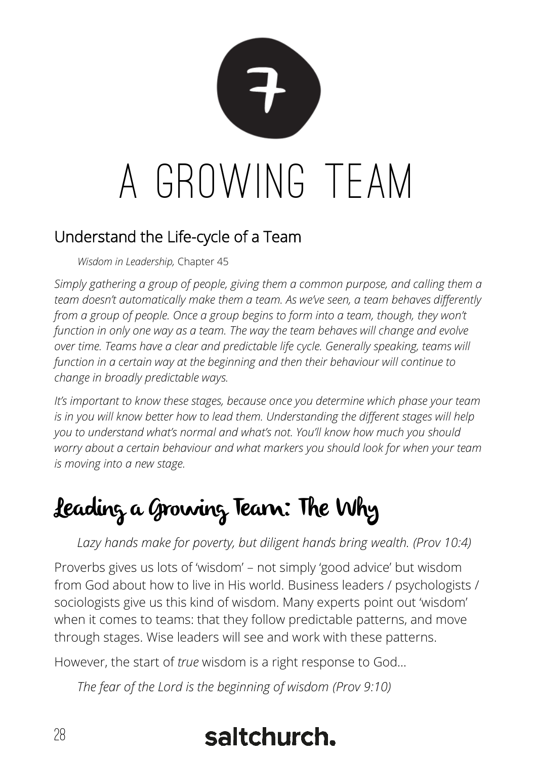# 7

# A GROWING TEAM

## Understand the Life-cycle of a Team

*Wisdom in Leadership,* Chapter 45

*Simply gathering a group of people, giving them a common purpose, and calling them a team doesn't automatically make them a team. As we've seen, a team behaves differently from a group of people. Once a group begins to form into a team, though, they won't function in only one way as a team. The way the team behaves will change and evolve over time. Teams have a clear and predictable life cycle. Generally speaking, teams will function in a certain way at the beginning and then their behaviour will continue to change in broadly predictable ways.*

*It's important to know these stages, because once you determine which phase your team is in you will know better how to lead them. Understanding the different stages will help you to understand what's normal and what's not. You'll know how much you should worry about a certain behaviour and what markers you should look for when your team is moving into a new stage.*

## Leading a Growing Team: The Why

*Lazy hands make for poverty, but diligent hands bring wealth. (Prov 10:4)*

Proverbs gives us lots of 'wisdom' – not simply 'good advice' but wisdom from God about how to live in His world. Business leaders / psychologists / sociologists give us this kind of wisdom. Many experts point out 'wisdom' when it comes to teams: that they follow predictable patterns, and move through stages. Wise leaders will see and work with these patterns.

However, the start of *true* wisdom is a right response to God…

*The fear of the Lord is the beginning of wisdom (Prov 9:10)*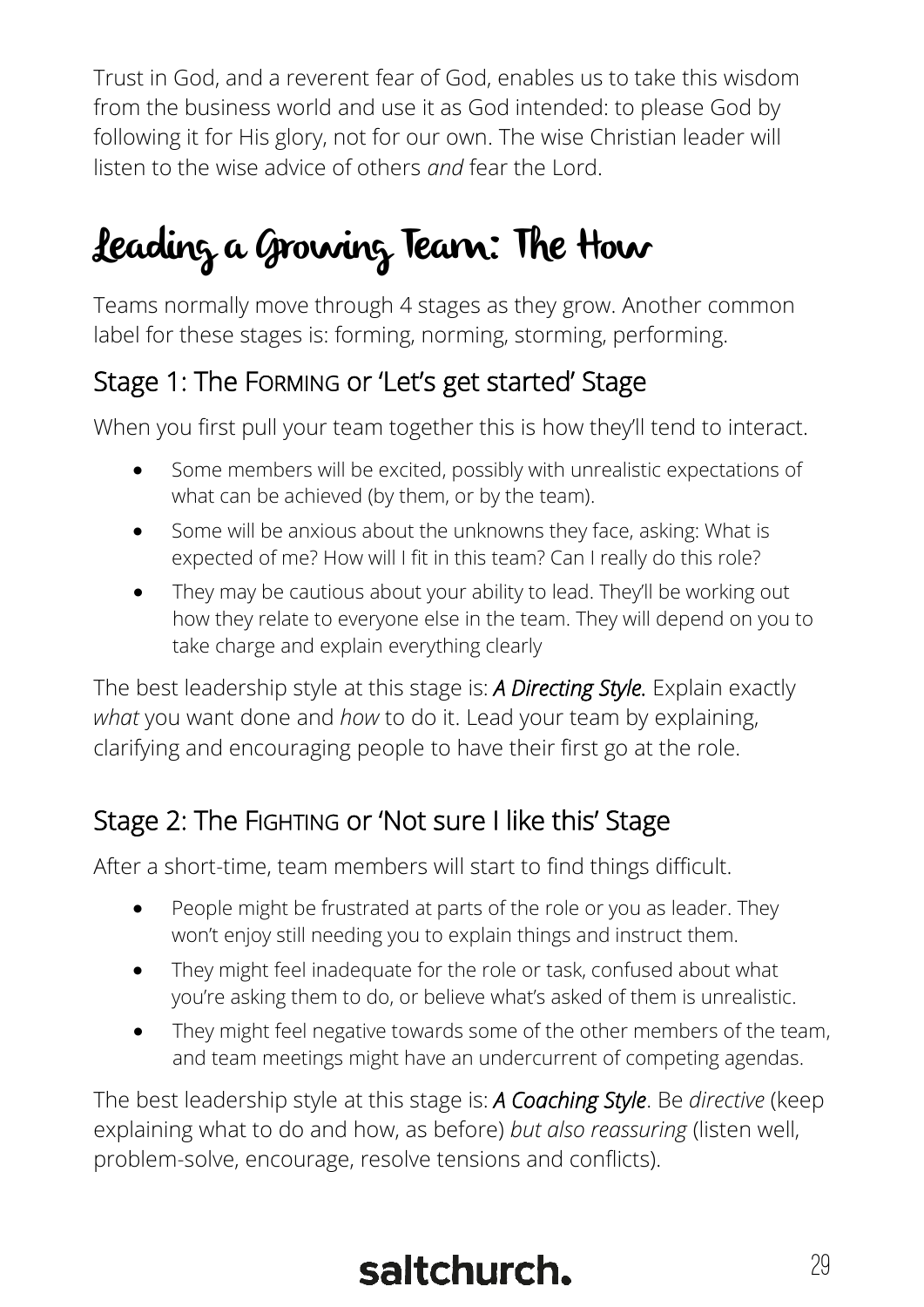Trust in God, and a reverent fear of God, enables us to take this wisdom from the business world and use it as God intended: to please God by following it for His glory, not for our own. The wise Christian leader will listen to the wise advice of others *and* fear the Lord.

# Leading a Growing Team: The How

Teams normally move through 4 stages as they grow. Another common label for these stages is: forming, norming, storming, performing.

## Stage 1: The Forming or 'Let's get started' Stage

When you first pull your team together this is how they'll tend to interact.

- Some members will be excited, possibly with unrealistic expectations of what can be achieved (by them, or by the team).
- Some will be anxious about the unknowns they face, asking: What is expected of me? How will I fit in this team? Can I really do this role?
- They may be cautious about your ability to lead. They'll be working out how they relate to everyone else in the team. They will depend on you to take charge and explain everything clearly

The best leadership style at this stage is: ***A Directing Style.*** Explain exactly *what* you want done and *how* to do it. Lead your team by explaining, clarifying and encouraging people to have their first go at the role.

## Stage 2: The Fighting or 'Not sure I like this' Stage

After a short-time, team members will start to find things difficult.

- People might be frustrated at parts of the role or you as leader. They won't enjoy still needing you to explain things and instruct them.
- They might feel inadequate for the role or task, confused about what you're asking them to do, or believe what's asked of them is unrealistic.
- They might feel negative towards some of the other members of the team, and team meetings might have an undercurrent of competing agendas.

The best leadership style at this stage is: ***A Coaching Style***. Be *directive* (keep explaining what to do and how, as before) *but also reassuring* (listen well, problem-solve, encourage, resolve tensions and conflicts).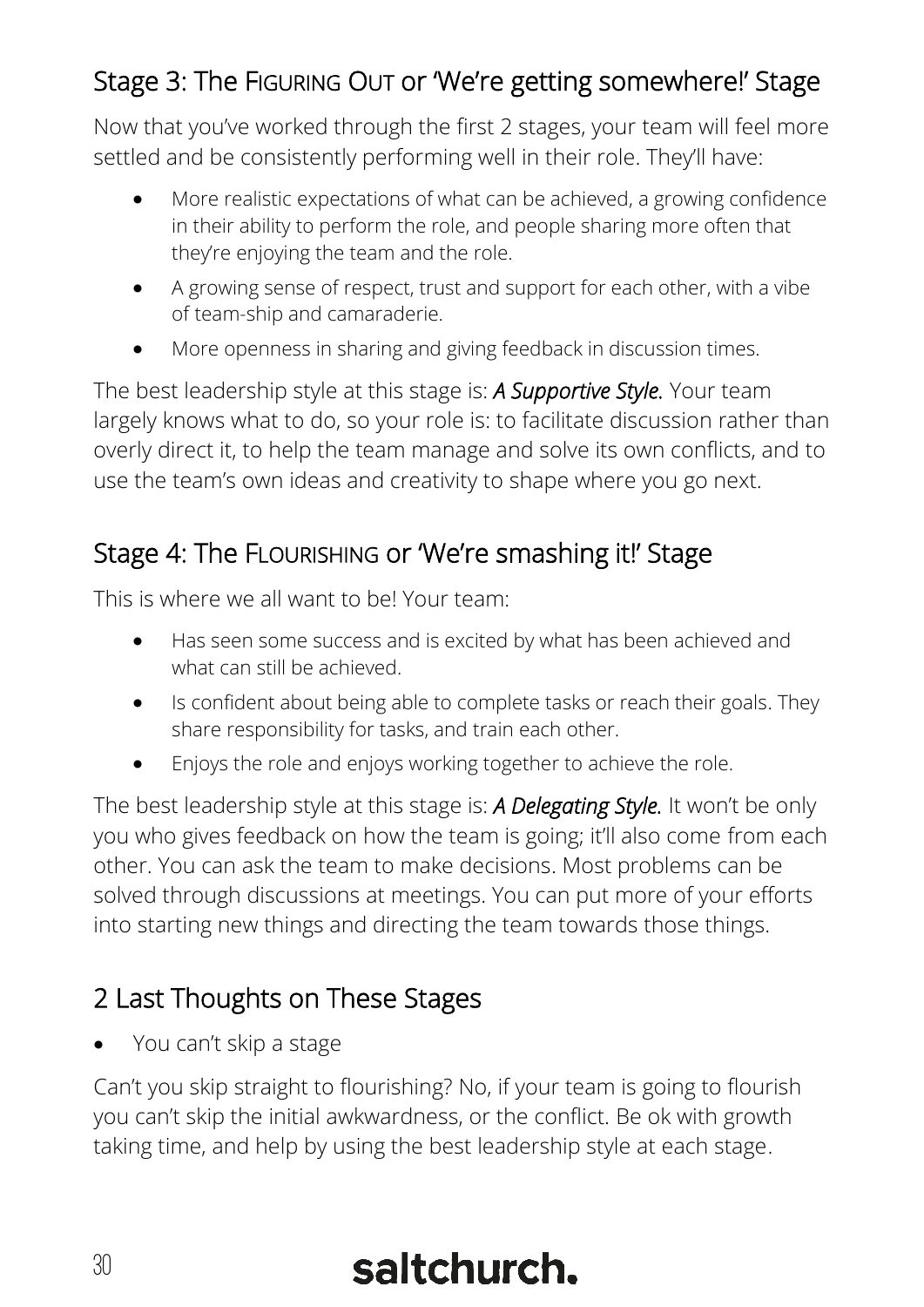## Stage 3: The Figuring Out or 'We're getting somewhere!' Stage

Now that you've worked through the first 2 stages, your team will feel more settled and be consistently performing well in their role. They'll have:

- More realistic expectations of what can be achieved, a growing confidence in their ability to perform the role, and people sharing more often that they're enjoying the team and the role.
- A growing sense of respect, trust and support for each other, with a vibe of team-ship and camaraderie.
- More openness in sharing and giving feedback in discussion times.

The best leadership style at this stage is: ***A Supportive Style.*** Your team largely knows what to do, so your role is: to facilitate discussion rather than overly direct it, to help the team manage and solve its own conflicts, and to use the team's own ideas and creativity to shape where you go next.

## Stage 4: The Flourishing or 'We're smashing it!' Stage

This is where we all want to be! Your team:

- Has seen some success and is excited by what has been achieved and what can still be achieved.
- Is confident about being able to complete tasks or reach their goals. They share responsibility for tasks, and train each other.
- Enjoys the role and enjoys working together to achieve the role.

The best leadership style at this stage is: ***A Delegating Style.*** It won't be only you who gives feedback on how the team is going; it'll also come from each other. You can ask the team to make decisions. Most problems can be solved through discussions at meetings. You can put more of your efforts into starting new things and directing the team towards those things.

## 2 Last Thoughts on These Stages

- You can't skip a stage

Can't you skip straight to flourishing? No, if your team is going to flourish you can't skip the initial awkwardness, or the conflict. Be ok with growth taking time, and help by using the best leadership style at each stage.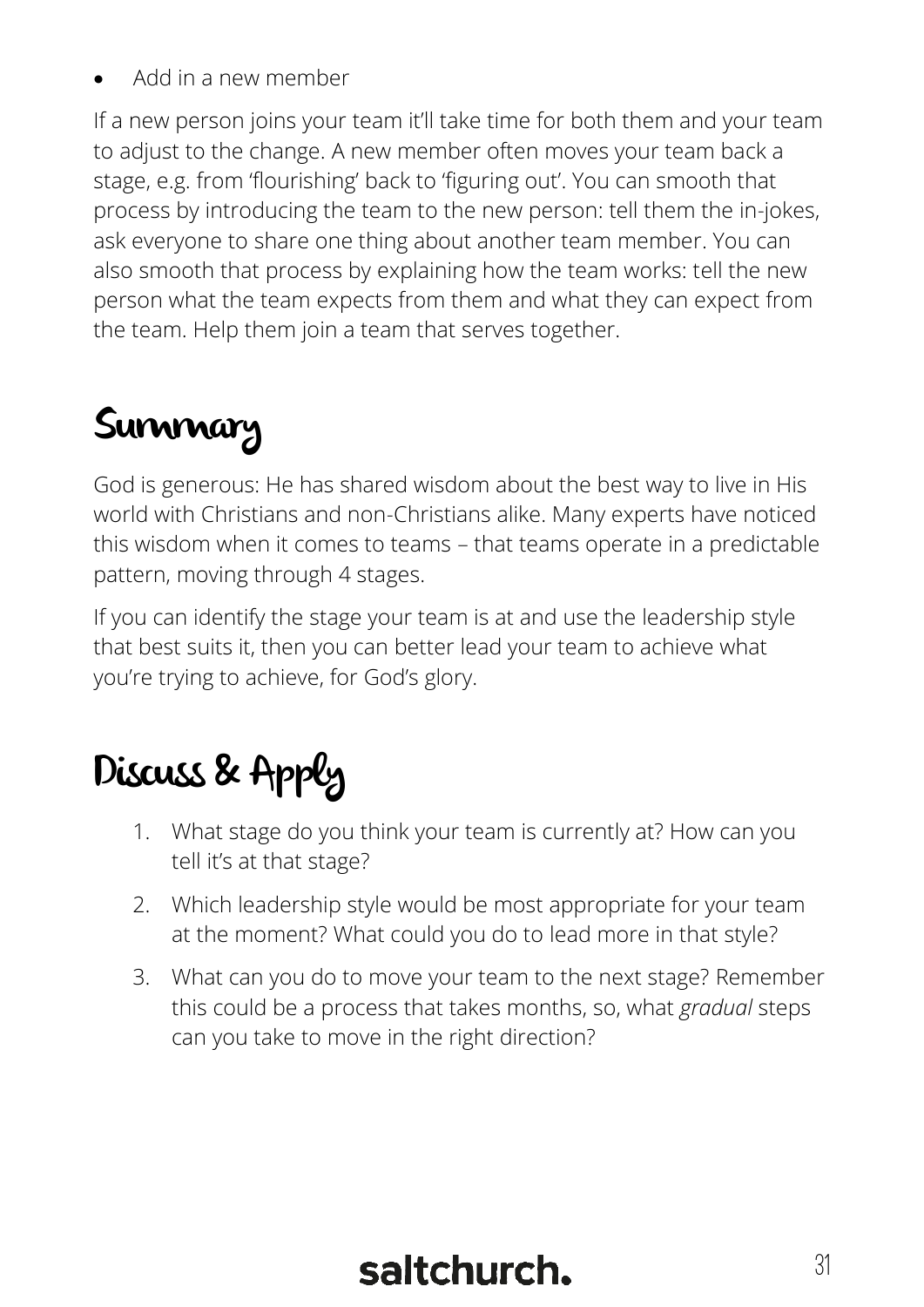- Add in a new member

If a new person joins your team it'll take time for both them and your team to adjust to the change. A new member often moves your team back a stage, e.g. from 'flourishing' back to 'figuring out'. You can smooth that process by introducing the team to the new person: tell them the in-jokes, ask everyone to share one thing about another team member. You can also smooth that process by explaining how the team works: tell the new person what the team expects from them and what they can expect from the team. Help them join a team that serves together.

# Summary

God is generous: He has shared wisdom about the best way to live in His world with Christians and non-Christians alike. Many experts have noticed this wisdom when it comes to teams – that teams operate in a predictable pattern, moving through 4 stages.

If you can identify the stage your team is at and use the leadership style that best suits it, then you can better lead your team to achieve what you're trying to achieve, for God's glory.

# Discuss & Apply

1. What stage do you think your team is currently at? How can you tell it's at that stage?
2. Which leadership style would be most appropriate for your team at the moment? What could you do to lead more in that style?
3. What can you do to move your team to the next stage? Remember this could be a process that takes months, so, what *gradual* steps can you take to move in the right direction?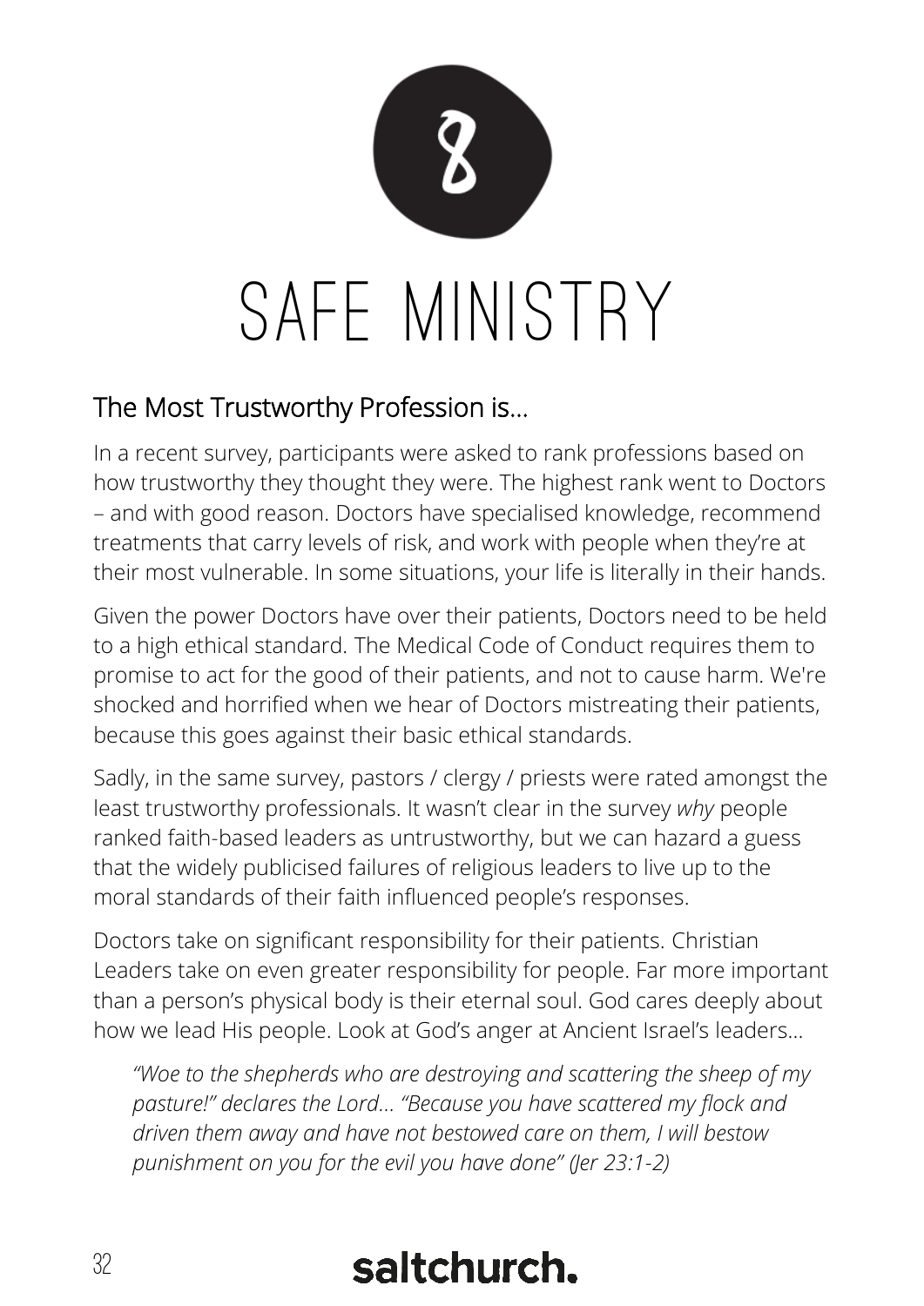# 8

# SAFE MINISTRY

## The Most Trustworthy Profession is…

In a recent survey, participants were asked to rank professions based on how trustworthy they thought they were. The highest rank went to Doctors – and with good reason. Doctors have specialised knowledge, recommend treatments that carry levels of risk, and work with people when they're at their most vulnerable. In some situations, your life is literally in their hands.

Given the power Doctors have over their patients, Doctors need to be held to a high ethical standard. The Medical Code of Conduct requires them to promise to act for the good of their patients, and not to cause harm. We're shocked and horrified when we hear of Doctors mistreating their patients, because this goes against their basic ethical standards.

Sadly, in the same survey, pastors / clergy / priests were rated amongst the least trustworthy professionals. It wasn't clear in the survey *why* people ranked faith-based leaders as untrustworthy, but we can hazard a guess that the widely publicised failures of religious leaders to live up to the moral standards of their faith influenced people's responses.

Doctors take on significant responsibility for their patients. Christian Leaders take on even greater responsibility for people. Far more important than a person's physical body is their eternal soul. God cares deeply about how we lead His people. Look at God's anger at Ancient Israel's leaders…

> *"Woe to the shepherds who are destroying and scattering the sheep of my pasture!" declares the Lord… "Because you have scattered my flock and driven them away and have not bestowed care on them, I will bestow punishment on you for the evil you have done" (Jer 23:1-2)*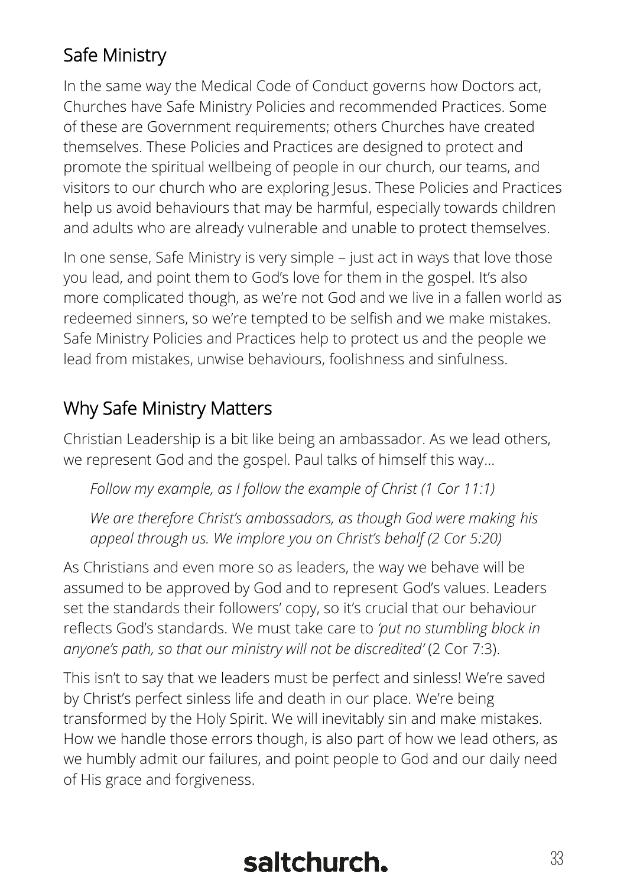## Safe Ministry

In the same way the Medical Code of Conduct governs how Doctors act, Churches have Safe Ministry Policies and recommended Practices. Some of these are Government requirements; others Churches have created themselves. These Policies and Practices are designed to protect and promote the spiritual wellbeing of people in our church, our teams, and visitors to our church who are exploring Jesus. These Policies and Practices help us avoid behaviours that may be harmful, especially towards children and adults who are already vulnerable and unable to protect themselves.

In one sense, Safe Ministry is very simple – just act in ways that love those you lead, and point them to God's love for them in the gospel. It's also more complicated though, as we're not God and we live in a fallen world as redeemed sinners, so we're tempted to be selfish and we make mistakes. Safe Ministry Policies and Practices help to protect us and the people we lead from mistakes, unwise behaviours, foolishness and sinfulness.

## Why Safe Ministry Matters

Christian Leadership is a bit like being an ambassador. As we lead others, we represent God and the gospel. Paul talks of himself this way…

> *Follow my example, as I follow the example of Christ (1 Cor 11:1)*
>
> *We are therefore Christ's ambassadors, as though God were making his appeal through us. We implore you on Christ's behalf (2 Cor 5:20)*

As Christians and even more so as leaders, the way we behave will be assumed to be approved by God and to represent God's values. Leaders set the standards their followers' copy, so it's crucial that our behaviour reflects God's standards. We must take care to *'put no stumbling block in anyone's path, so that our ministry will not be discredited'* (2 Cor 7:3).

This isn't to say that we leaders must be perfect and sinless! We're saved by Christ's perfect sinless life and death in our place. We're being transformed by the Holy Spirit. We will inevitably sin and make mistakes. How we handle those errors though, is also part of how we lead others, as we humbly admit our failures, and point people to God and our daily need of His grace and forgiveness.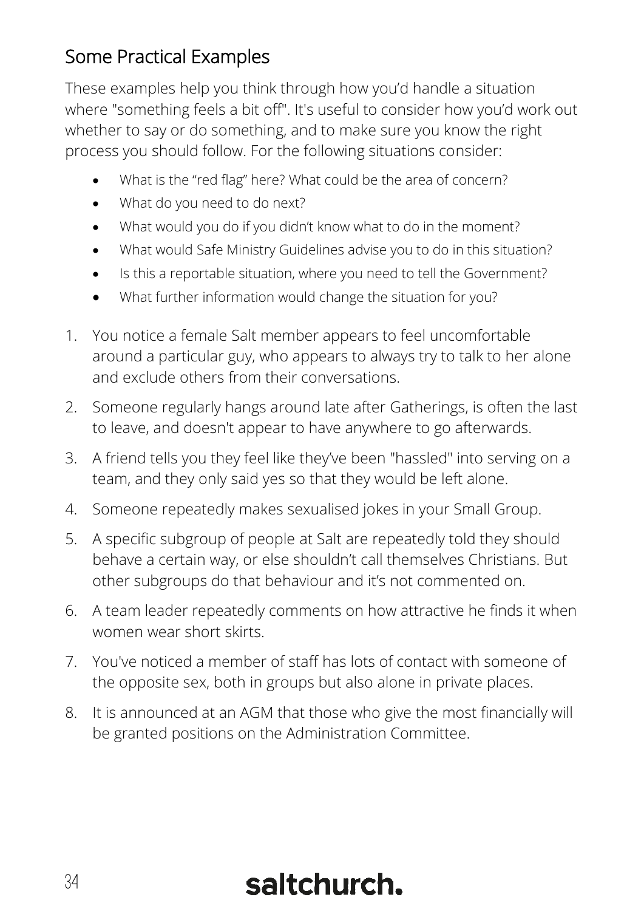## Some Practical Examples

These examples help you think through how you'd handle a situation where "something feels a bit off". It's useful to consider how you'd work out whether to say or do something, and to make sure you know the right process you should follow. For the following situations consider:

- What is the "red flag" here? What could be the area of concern?
- What do you need to do next?
- What would you do if you didn't know what to do in the moment?
- What would Safe Ministry Guidelines advise you to do in this situation?
- Is this a reportable situation, where you need to tell the Government?
- What further information would change the situation for you?

1. You notice a female Salt member appears to feel uncomfortable around a particular guy, who appears to always try to talk to her alone and exclude others from their conversations.
2. Someone regularly hangs around late after Gatherings, is often the last to leave, and doesn't appear to have anywhere to go afterwards.
3. A friend tells you they feel like they've been "hassled" into serving on a team, and they only said yes so that they would be left alone.
4. Someone repeatedly makes sexualised jokes in your Small Group.
5. A specific subgroup of people at Salt are repeatedly told they should behave a certain way, or else shouldn't call themselves Christians. But other subgroups do that behaviour and it's not commented on.
6. A team leader repeatedly comments on how attractive he finds it when women wear short skirts.
7. You've noticed a member of staff has lots of contact with someone of the opposite sex, both in groups but also alone in private places.
8. It is announced at an AGM that those who give the most financially will be granted positions on the Administration Committee.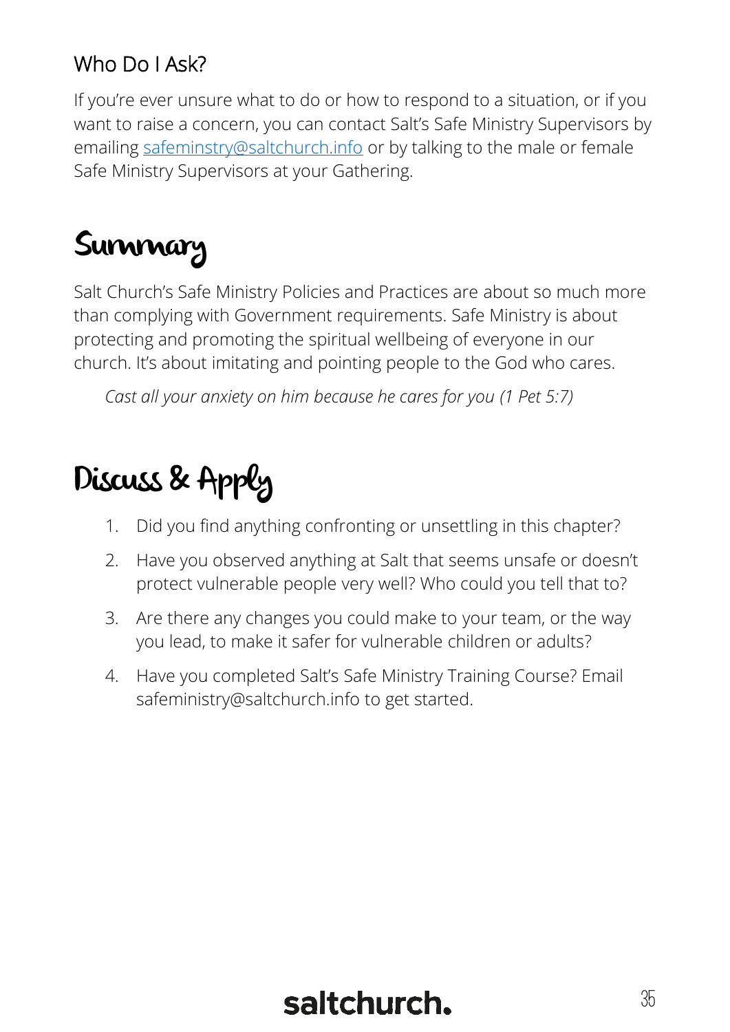### Who Do I Ask?

If you're ever unsure what to do or how to respond to a situation, or if you want to raise a concern, you can contact Salt's Safe Ministry Supervisors by emailing [safeminstry@saltchurch.info](mailto:safeminstry@saltchurch.info) or by talking to the male or female Safe Ministry Supervisors at your Gathering.

# Summary

Salt Church's Safe Ministry Policies and Practices are about so much more than complying with Government requirements. Safe Ministry is about protecting and promoting the spiritual wellbeing of everyone in our church. It's about imitating and pointing people to the God who cares.

> *Cast all your anxiety on him because he cares for you (1 Pet 5:7)*

# Discuss & Apply

1. Did you find anything confronting or unsettling in this chapter?
2. Have you observed anything at Salt that seems unsafe or doesn't protect vulnerable people very well? Who could you tell that to?
3. Are there any changes you could make to your team, or the way you lead, to make it safer for vulnerable children or adults?
4. Have you completed Salt's Safe Ministry Training Course? Email safeministry@saltchurch.info to get started.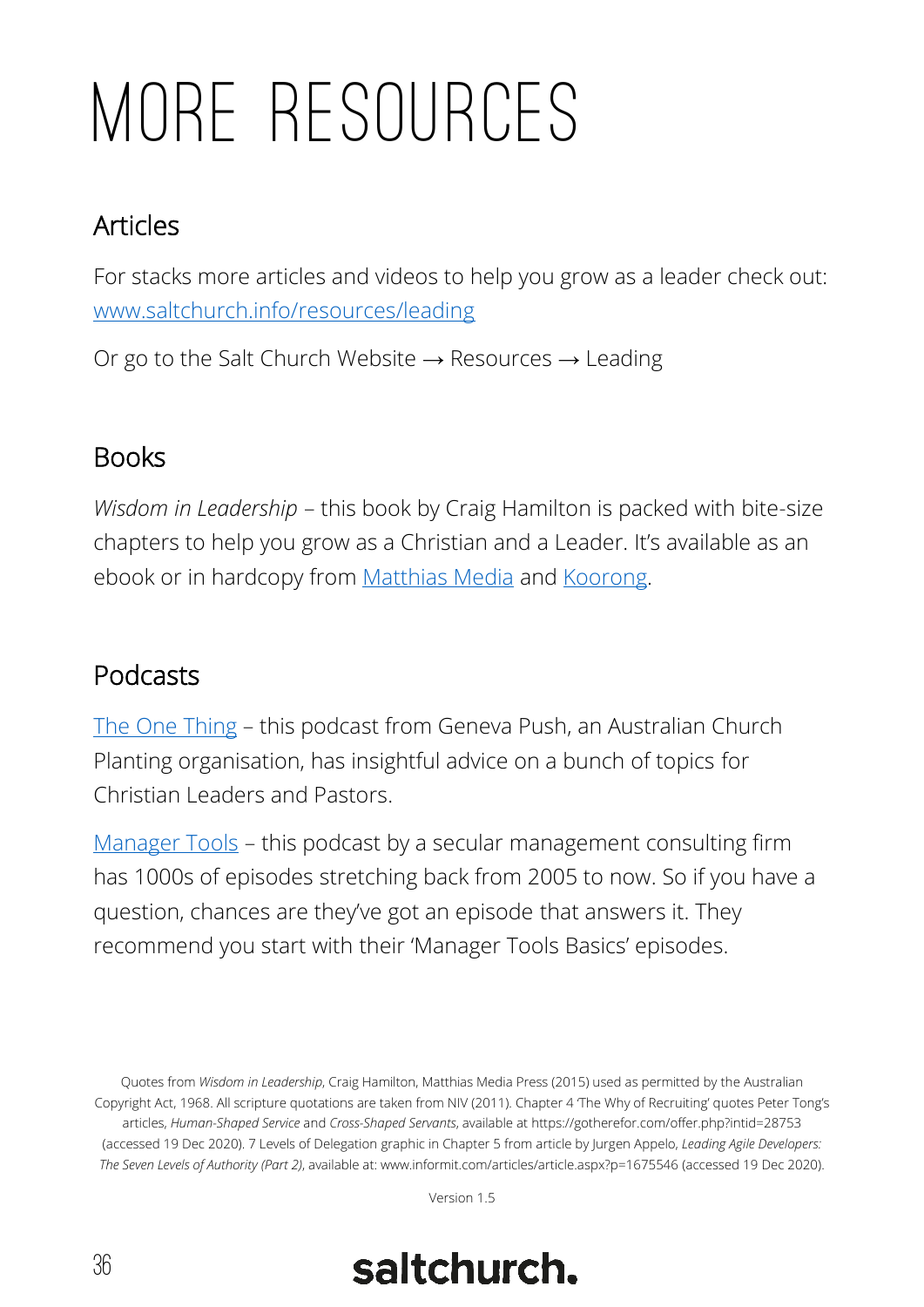# MORE RESOURCES

## Articles

For stacks more articles and videos to help you grow as a leader check out: www.saltchurch.info/resources/leading

Or go to the Salt Church Website → Resources → Leading

## Books

*Wisdom in Leadership* – this book by Craig Hamilton is packed with bite-size chapters to help you grow as a Christian and a Leader. It's available as an ebook or in hardcopy from Matthias Media and Koorong.

## Podcasts

The One Thing – this podcast from Geneva Push, an Australian Church Planting organisation, has insightful advice on a bunch of topics for Christian Leaders and Pastors.

Manager Tools – this podcast by a secular management consulting firm has 1000s of episodes stretching back from 2005 to now. So if you have a question, chances are they've got an episode that answers it. They recommend you start with their 'Manager Tools Basics' episodes.

Quotes from *Wisdom in Leadership*, Craig Hamilton, Matthias Media Press (2015) used as permitted by the Australian Copyright Act, 1968. All scripture quotations are taken from NIV (2011). Chapter 4 'The Why of Recruiting' quotes Peter Tong's articles, *Human-Shaped Service* and *Cross-Shaped Servants*, available at https://gotherefor.com/offer.php?intid=28753 (accessed 19 Dec 2020). 7 Levels of Delegation graphic in Chapter 5 from article by Jurgen Appelo, *Leading Agile Developers: The Seven Levels of Authority (Part 2)*, available at: www.informit.com/articles/article.aspx?p=1675546 (accessed 19 Dec 2020).

Version 1.5

saltchurch.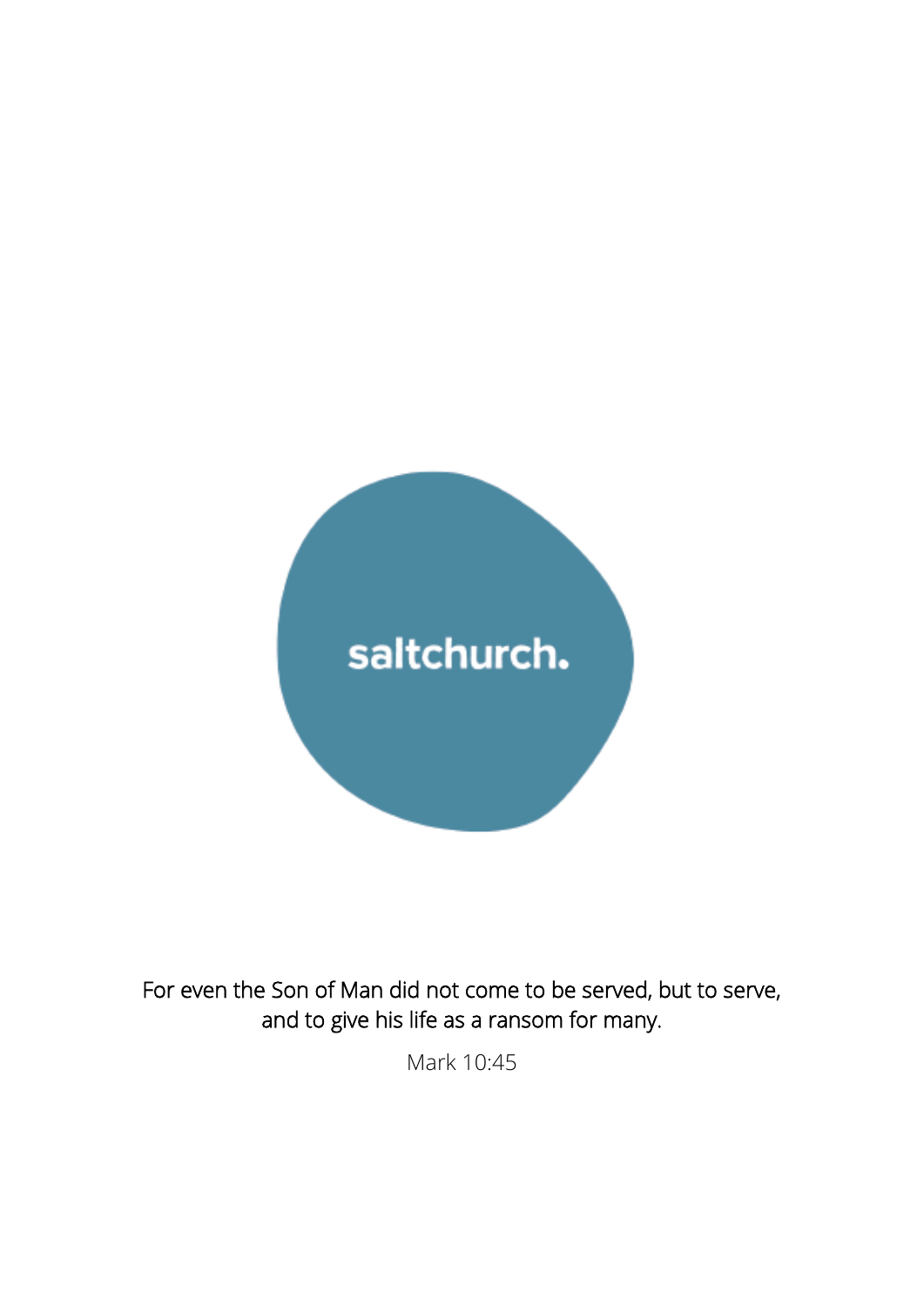saltchurch.

For even the Son of Man did not come to be served, but to serve, and to give his life as a ransom for many.

Mark 10:45